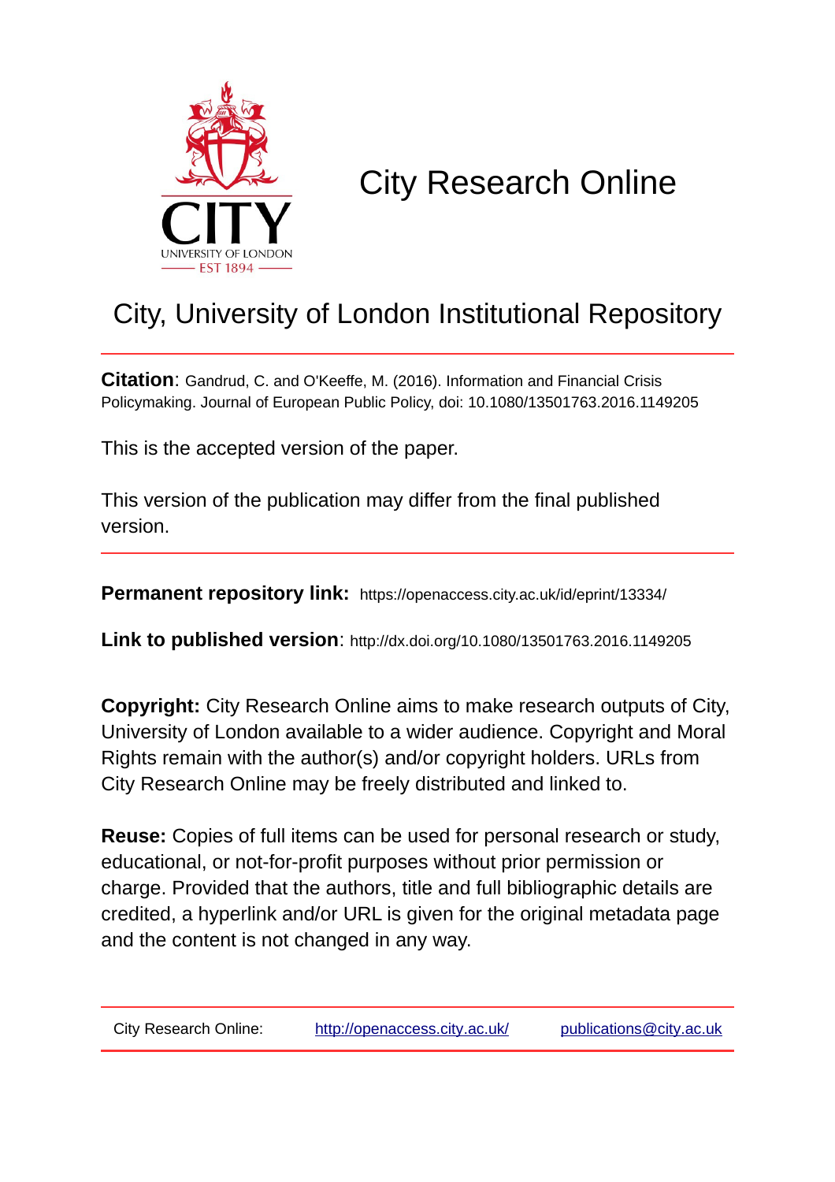# City Research Online

## City, University of London Institutional Repository

**Citation**: Gandrud, C. and O'Keeffe, M. (2016). Information and Financial Crisis Policymaking. Journal of European Public Policy, doi: 10.1080/13501763.2016.1149205

This is the accepted version of the paper.

This version of the publication may differ from the final published version.

**Permanent repository link:** https://openaccess.city.ac.uk/id/eprint/13334/

**Link to published version**: http://dx.doi.org/10.1080/13501763.2016.1149205

**Copyright:** City Research Online aims to make research outputs of City, University of London available to a wider audience. Copyright and Moral Rights remain with the author(s) and/or copyright holders. URLs from City Research Online may be freely distributed and linked to.

**Reuse:** Copies of full items can be used for personal research or study, educational, or not-for-profit purposes without prior permission or charge. Provided that the authors, title and full bibliographic details are credited, a hyperlink and/or URL is given for the original metadata page and the content is not changed in any way.

City Research Online: http://openaccess.city.ac.uk/ publications@city.ac.uk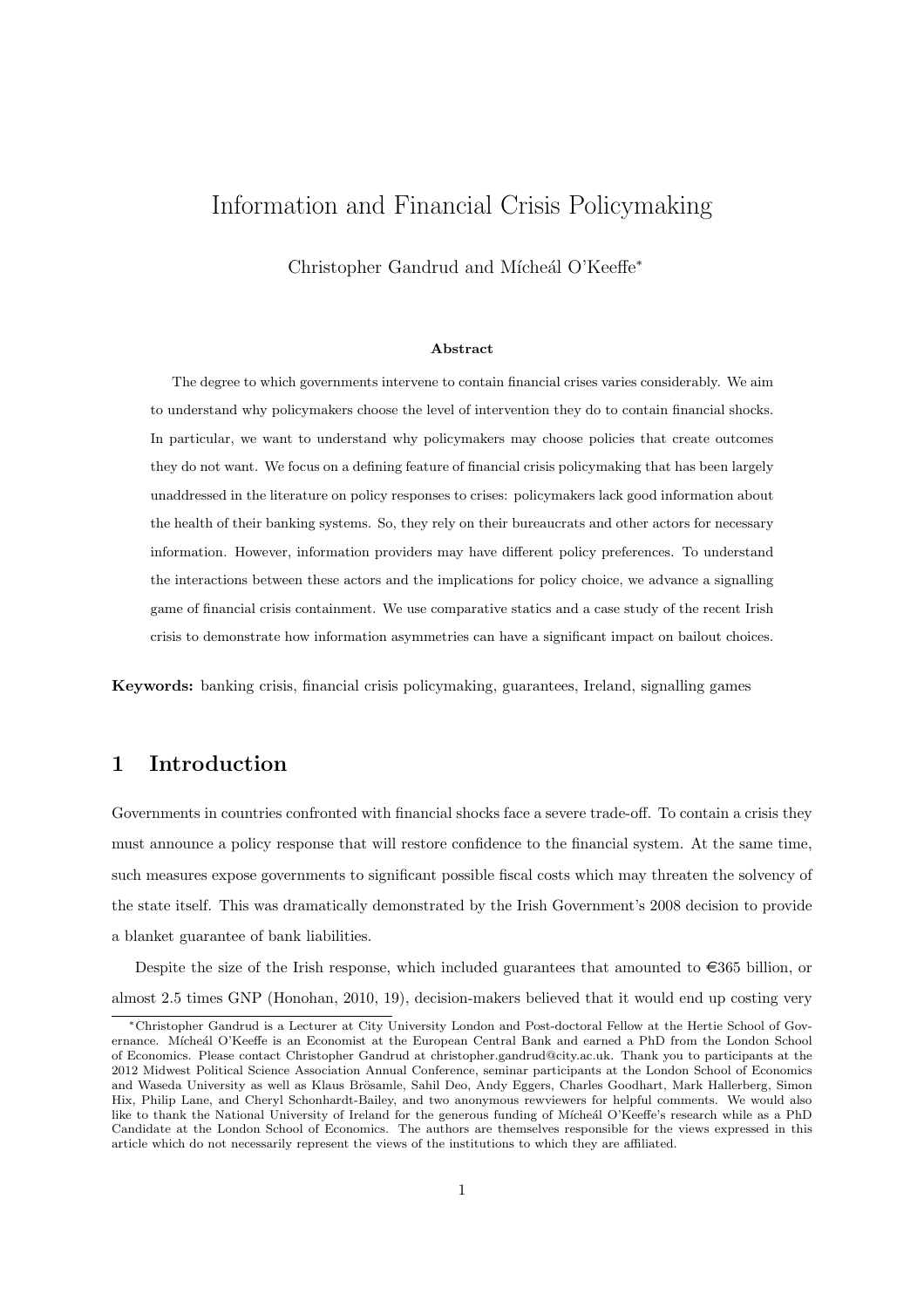# Information and Financial Crisis Policymaking

Christopher Gandrud and Mícheál O'Keeffe*

### Abstract

The degree to which governments intervene to contain financial crises varies considerably. We aim to understand why policymakers choose the level of intervention they do to contain financial shocks. In particular, we want to understand why policymakers may choose policies that create outcomes they do not want. We focus on a defining feature of financial crisis policymaking that has been largely unaddressed in the literature on policy responses to crises: policymakers lack good information about the health of their banking systems. So, they rely on their bureaucrats and other actors for necessary information. However, information providers may have different policy preferences. To understand the interactions between these actors and the implications for policy choice, we advance a signalling game of financial crisis containment. We use comparative statics and a case study of the recent Irish crisis to demonstrate how information asymmetries can have a significant impact on bailout choices.

**Keywords:** banking crisis, financial crisis policymaking, guarantees, Ireland, signalling games

## 1 Introduction

Governments in countries confronted with financial shocks face a severe trade-off. To contain a crisis they must announce a policy response that will restore confidence to the financial system. At the same time, such measures expose governments to significant possible fiscal costs which may threaten the solvency of the state itself. This was dramatically demonstrated by the Irish Government's 2008 decision to provide a blanket guarantee of bank liabilities.

Despite the size of the Irish response, which included guarantees that amounted to €365 billion, or almost 2.5 times GNP (Honohan, 2010, 19), decision-makers believed that it would end up costing very

*Christopher Gandrud is a Lecturer at City University London and Post-doctoral Fellow at the Hertie School of Governance. Mícheál O'Keeffe is an Economist at the European Central Bank and earned a PhD from the London School of Economics. Please contact Christopher Gandrud at christopher.gandrud@city.ac.uk. Thank you to participants at the 2012 Midwest Political Science Association Annual Conference, seminar participants at the London School of Economics and Waseda University as well as Klaus Brösamle, Sahil Deo, Andy Eggers, Charles Goodhart, Mark Hallerberg, Simon Hix, Philip Lane, and Cheryl Schonhardt-Bailey, and two anonymous rewviewers for helpful comments. We would also like to thank the National University of Ireland for the generous funding of Mícheál O'Keeffe's research while as a PhD Candidate at the London School of Economics. The authors are themselves responsible for the views expressed in this article which do not necessarily represent the views of the institutions to which they are affiliated.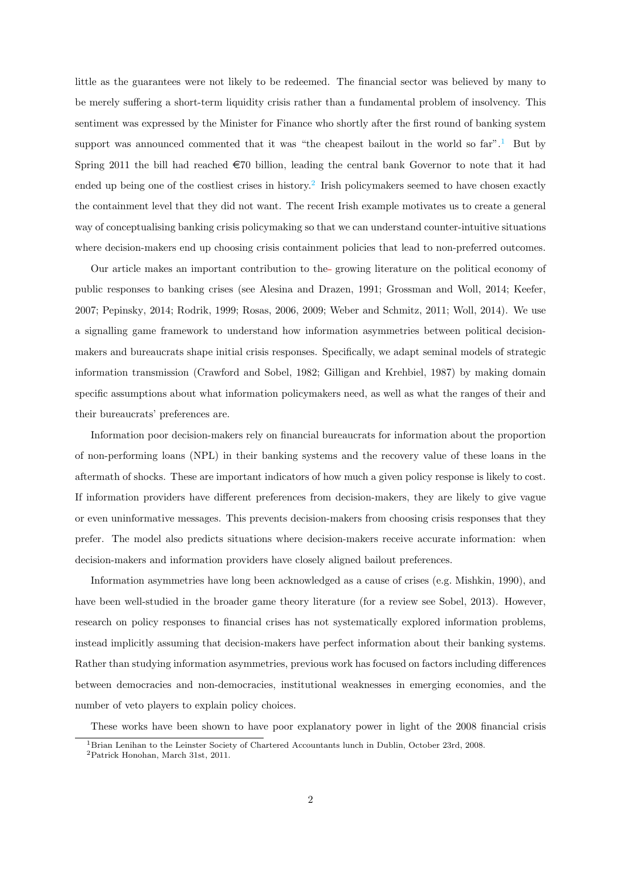little as the guarantees were not likely to be redeemed. The financial sector was believed by many to be merely suffering a short-term liquidity crisis rather than a fundamental problem of insolvency. This sentiment was expressed by the Minister for Finance who shortly after the first round of banking system support was announced commented that it was "the cheapest bailout in the world so far".[1] But by Spring 2011 the bill had reached €70 billion, leading the central bank Governor to note that it had ended up being one of the costliest crises in history.[2] Irish policymakers seemed to have chosen exactly the containment level that they did not want. The recent Irish example motivates us to create a general way of conceptualising banking crisis policymaking so that we can understand counter-intuitive situations where decision-makers end up choosing crisis containment policies that lead to non-preferred outcomes.

Our article makes an important contribution to the growing literature on the political economy of public responses to banking crises (see Alesina and Drazen, 1991; Grossman and Woll, 2014; Keefer, 2007; Pepinsky, 2014; Rodrik, 1999; Rosas, 2006, 2009; Weber and Schmitz, 2011; Woll, 2014). We use a signalling game framework to understand how information asymmetries between political decision-makers and bureaucrats shape initial crisis responses. Specifically, we adapt seminal models of strategic information transmission (Crawford and Sobel, 1982; Gilligan and Krehbiel, 1987) by making domain specific assumptions about what information policymakers need, as well as what the ranges of their and their bureaucrats' preferences are.

Information poor decision-makers rely on financial bureaucrats for information about the proportion of non-performing loans (NPL) in their banking systems and the recovery value of these loans in the aftermath of shocks. These are important indicators of how much a given policy response is likely to cost. If information providers have different preferences from decision-makers, they are likely to give vague or even uninformative messages. This prevents decision-makers from choosing crisis responses that they prefer. The model also predicts situations where decision-makers receive accurate information: when decision-makers and information providers have closely aligned bailout preferences.

Information asymmetries have long been acknowledged as a cause of crises (e.g. Mishkin, 1990), and have been well-studied in the broader game theory literature (for a review see Sobel, 2013). However, research on policy responses to financial crises has not systematically explored information problems, instead implicitly assuming that decision-makers have perfect information about their banking systems. Rather than studying information asymmetries, previous work has focused on factors including differences between democracies and non-democracies, institutional weaknesses in emerging economies, and the number of veto players to explain policy choices.

These works have been shown to have poor explanatory power in light of the 2008 financial crisis

[1] Brian Lenihan to the Leinster Society of Chartered Accountants lunch in Dublin, October 23rd, 2008.

[2] Patrick Honohan, March 31st, 2011.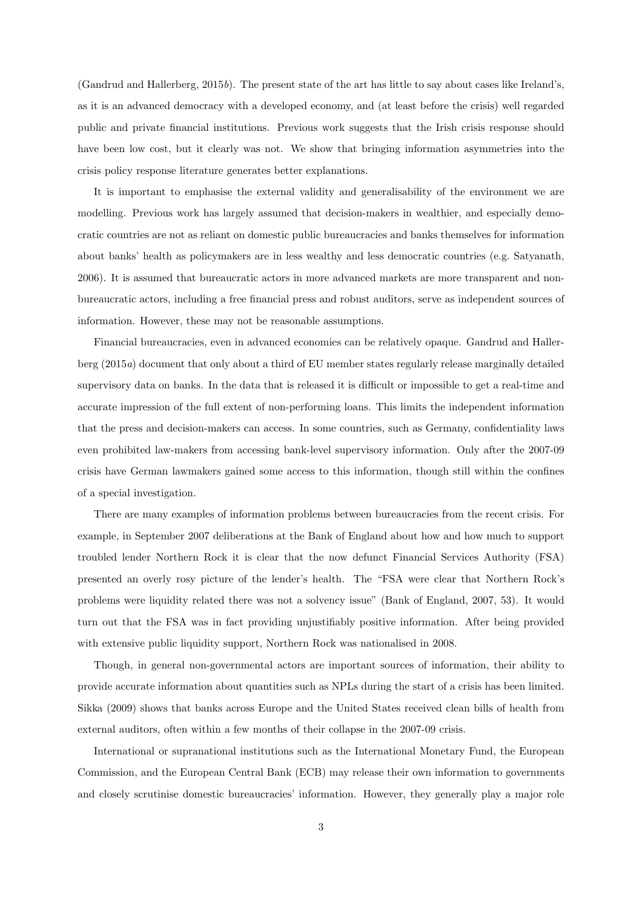(Gandrud and Hallerberg, 2015*b*). The present state of the art has little to say about cases like Ireland's, as it is an advanced democracy with a developed economy, and (at least before the crisis) well regarded public and private financial institutions. Previous work suggests that the Irish crisis response should have been low cost, but it clearly was not. We show that bringing information asymmetries into the crisis policy response literature generates better explanations.

It is important to emphasise the external validity and generalisability of the environment we are modelling. Previous work has largely assumed that decision-makers in wealthier, and especially democratic countries are not as reliant on domestic public bureaucracies and banks themselves for information about banks' health as policymakers are in less wealthy and less democratic countries (e.g. Satyanath, 2006). It is assumed that bureaucratic actors in more advanced markets are more transparent and non-bureaucratic actors, including a free financial press and robust auditors, serve as independent sources of information. However, these may not be reasonable assumptions.

Financial bureaucracies, even in advanced economies can be relatively opaque. Gandrud and Hallerberg (2015*a*) document that only about a third of EU member states regularly release marginally detailed supervisory data on banks. In the data that is released it is difficult or impossible to get a real-time and accurate impression of the full extent of non-performing loans. This limits the independent information that the press and decision-makers can access. In some countries, such as Germany, confidentiality laws even prohibited law-makers from accessing bank-level supervisory information. Only after the 2007-09 crisis have German lawmakers gained some access to this information, though still within the confines of a special investigation.

There are many examples of information problems between bureaucracies from the recent crisis. For example, in September 2007 deliberations at the Bank of England about how and how much to support troubled lender Northern Rock it is clear that the now defunct Financial Services Authority (FSA) presented an overly rosy picture of the lender's health. The "FSA were clear that Northern Rock's problems were liquidity related there was not a solvency issue" (Bank of England, 2007, 53). It would turn out that the FSA was in fact providing unjustifiably positive information. After being provided with extensive public liquidity support, Northern Rock was nationalised in 2008.

Though, in general non-governmental actors are important sources of information, their ability to provide accurate information about quantities such as NPLs during the start of a crisis has been limited. Sikka (2009) shows that banks across Europe and the United States received clean bills of health from external auditors, often within a few months of their collapse in the 2007-09 crisis.

International or supranational institutions such as the International Monetary Fund, the European Commission, and the European Central Bank (ECB) may release their own information to governments and closely scrutinise domestic bureaucracies' information. However, they generally play a major role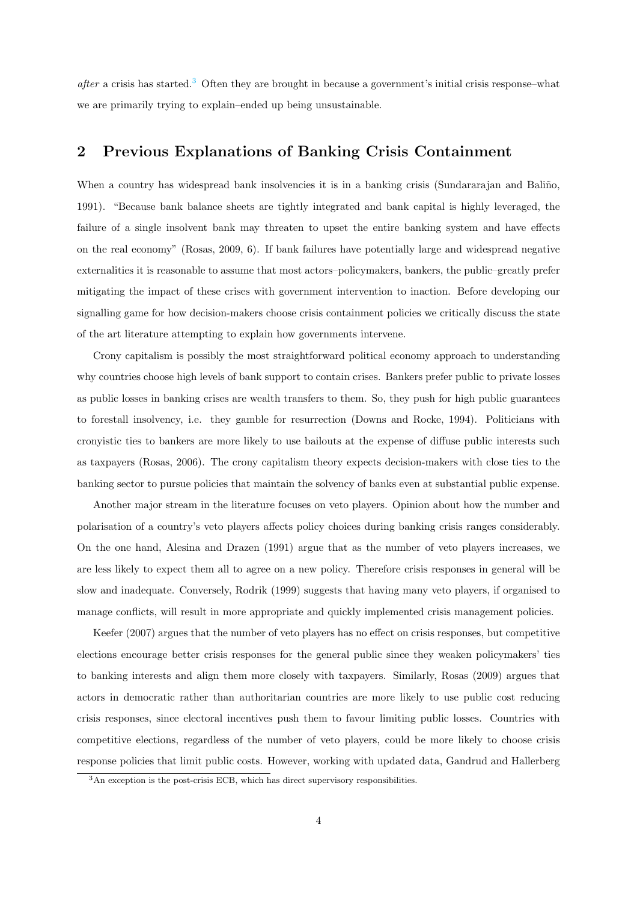*after* a crisis has started.[3] Often they are brought in because a government's initial crisis response–what we are primarily trying to explain–ended up being unsustainable.

## 2 Previous Explanations of Banking Crisis Containment

When a country has widespread bank insolvencies it is in a banking crisis (Sundararajan and Baliño, 1991). "Because bank balance sheets are tightly integrated and bank capital is highly leveraged, the failure of a single insolvent bank may threaten to upset the entire banking system and have effects on the real economy" (Rosas, 2009, 6). If bank failures have potentially large and widespread negative externalities it is reasonable to assume that most actors–policymakers, bankers, the public–greatly prefer mitigating the impact of these crises with government intervention to inaction. Before developing our signalling game for how decision-makers choose crisis containment policies we critically discuss the state of the art literature attempting to explain how governments intervene.

Crony capitalism is possibly the most straightforward political economy approach to understanding why countries choose high levels of bank support to contain crises. Bankers prefer public to private losses as public losses in banking crises are wealth transfers to them. So, they push for high public guarantees to forestall insolvency, i.e. they gamble for resurrection (Downs and Rocke, 1994). Politicians with cronyistic ties to bankers are more likely to use bailouts at the expense of diffuse public interests such as taxpayers (Rosas, 2006). The crony capitalism theory expects decision-makers with close ties to the banking sector to pursue policies that maintain the solvency of banks even at substantial public expense.

Another major stream in the literature focuses on veto players. Opinion about how the number and polarisation of a country's veto players affects policy choices during banking crisis ranges considerably. On the one hand, Alesina and Drazen (1991) argue that as the number of veto players increases, we are less likely to expect them all to agree on a new policy. Therefore crisis responses in general will be slow and inadequate. Conversely, Rodrik (1999) suggests that having many veto players, if organised to manage conflicts, will result in more appropriate and quickly implemented crisis management policies.

Keefer (2007) argues that the number of veto players has no effect on crisis responses, but competitive elections encourage better crisis responses for the general public since they weaken policymakers' ties to banking interests and align them more closely with taxpayers. Similarly, Rosas (2009) argues that actors in democratic rather than authoritarian countries are more likely to use public cost reducing crisis responses, since electoral incentives push them to favour limiting public losses. Countries with competitive elections, regardless of the number of veto players, could be more likely to choose crisis response policies that limit public costs. However, working with updated data, Gandrud and Hallerberg

[3] An exception is the post-crisis ECB, which has direct supervisory responsibilities.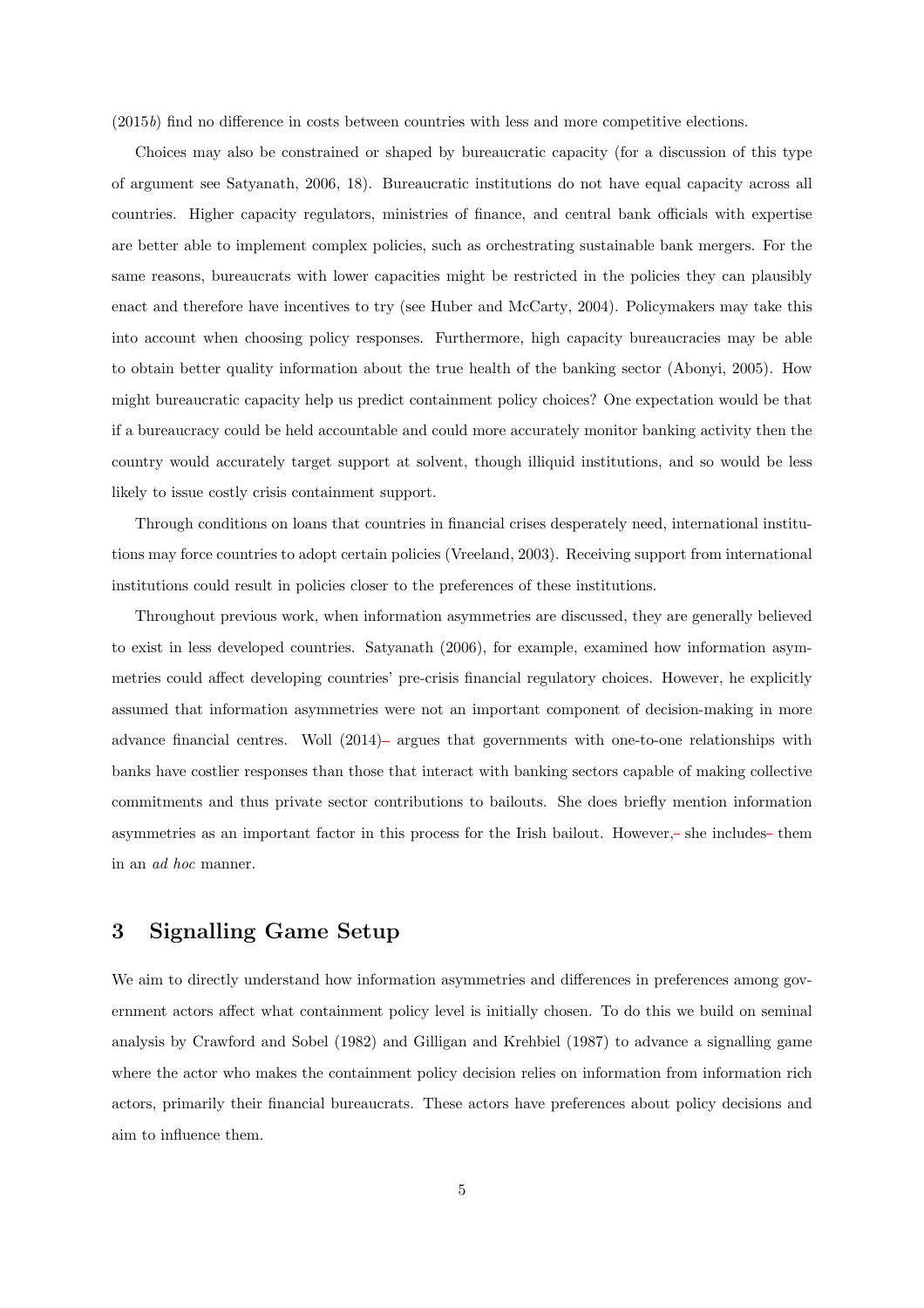(2015*b*) find no difference in costs between countries with less and more competitive elections.

Choices may also be constrained or shaped by bureaucratic capacity (for a discussion of this type of argument see Satyanath, 2006, 18). Bureaucratic institutions do not have equal capacity across all countries. Higher capacity regulators, ministries of finance, and central bank officials with expertise are better able to implement complex policies, such as orchestrating sustainable bank mergers. For the same reasons, bureaucrats with lower capacities might be restricted in the policies they can plausibly enact and therefore have incentives to try (see Huber and McCarty, 2004). Policymakers may take this into account when choosing policy responses. Furthermore, high capacity bureaucracies may be able to obtain better quality information about the true health of the banking sector (Abonyi, 2005). How might bureaucratic capacity help us predict containment policy choices? One expectation would be that if a bureaucracy could be held accountable and could more accurately monitor banking activity then the country would accurately target support at solvent, though illiquid institutions, and so would be less likely to issue costly crisis containment support.

Through conditions on loans that countries in financial crises desperately need, international institutions may force countries to adopt certain policies (Vreeland, 2003). Receiving support from international institutions could result in policies closer to the preferences of these institutions.

Throughout previous work, when information asymmetries are discussed, they are generally believed to exist in less developed countries. Satyanath (2006), for example, examined how information asymmetries could affect developing countries' pre-crisis financial regulatory choices. However, he explicitly assumed that information asymmetries were not an important component of decision-making in more advance financial centres. Woll (2014) argues that governments with one-to-one relationships with banks have costlier responses than those that interact with banking sectors capable of making collective commitments and thus private sector contributions to bailouts. She does briefly mention information asymmetries as an important factor in this process for the Irish bailout. However, she includes them in an *ad hoc* manner.

## 3 Signalling Game Setup

We aim to directly understand how information asymmetries and differences in preferences among government actors affect what containment policy level is initially chosen. To do this we build on seminal analysis by Crawford and Sobel (1982) and Gilligan and Krehbiel (1987) to advance a signalling game where the actor who makes the containment policy decision relies on information from information rich actors, primarily their financial bureaucrats. These actors have preferences about policy decisions and aim to influence them.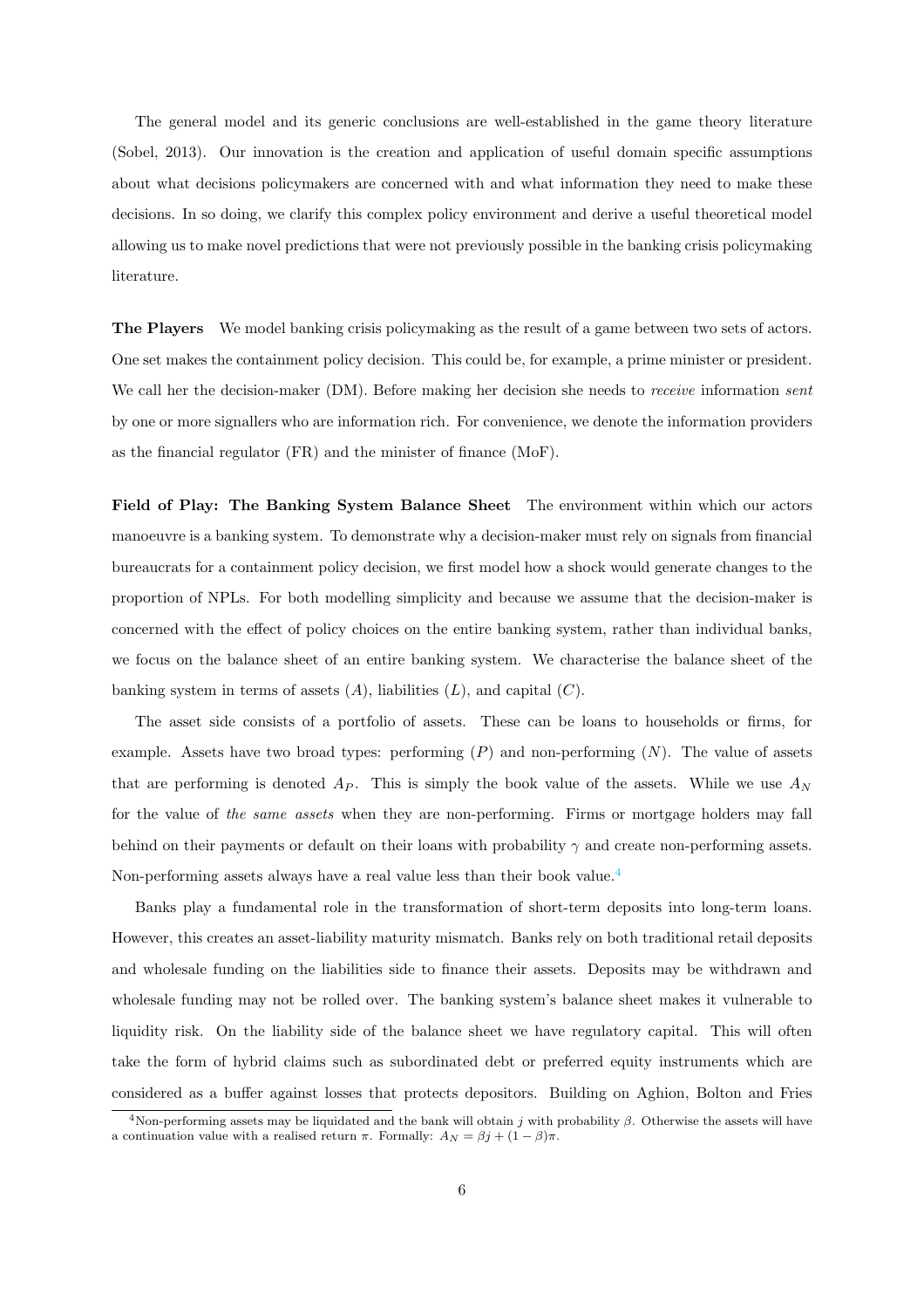The general model and its generic conclusions are well-established in the game theory literature (Sobel, 2013). Our innovation is the creation and application of useful domain specific assumptions about what decisions policymakers are concerned with and what information they need to make these decisions. In so doing, we clarify this complex policy environment and derive a useful theoretical model allowing us to make novel predictions that were not previously possible in the banking crisis policymaking literature.

**The Players** We model banking crisis policymaking as the result of a game between two sets of actors. One set makes the containment policy decision. This could be, for example, a prime minister or president. We call her the decision-maker (DM). Before making her decision she needs to *receive* information *sent* by one or more signallers who are information rich. For convenience, we denote the information providers as the financial regulator (FR) and the minister of finance (MoF).

**Field of Play: The Banking System Balance Sheet** The environment within which our actors manoeuvre is a banking system. To demonstrate why a decision-maker must rely on signals from financial bureaucrats for a containment policy decision, we first model how a shock would generate changes to the proportion of NPLs. For both modelling simplicity and because we assume that the decision-maker is concerned with the effect of policy choices on the entire banking system, rather than individual banks, we focus on the balance sheet of an entire banking system. We characterise the balance sheet of the banking system in terms of assets ($A$), liabilities ($L$), and capital ($C$).

The asset side consists of a portfolio of assets. These can be loans to households or firms, for example. Assets have two broad types: performing ($P$) and non-performing ($N$). The value of assets that are performing is denoted $A_P$. This is simply the book value of the assets. While we use $A_N$ for the value of *the same assets* when they are non-performing. Firms or mortgage holders may fall behind on their payments or default on their loans with probability $\gamma$ and create non-performing assets. Non-performing assets always have a real value less than their book value.[4]

Banks play a fundamental role in the transformation of short-term deposits into long-term loans. However, this creates an asset-liability maturity mismatch. Banks rely on both traditional retail deposits and wholesale funding on the liabilities side to finance their assets. Deposits may be withdrawn and wholesale funding may not be rolled over. The banking system's balance sheet makes it vulnerable to liquidity risk. On the liability side of the balance sheet we have regulatory capital. This will often take the form of hybrid claims such as subordinated debt or preferred equity instruments which are considered as a buffer against losses that protects depositors. Building on Aghion, Bolton and Fries

[4]Non-performing assets may be liquidated and the bank will obtain $j$ with probability $\beta$. Otherwise the assets will have a continuation value with a realised return $\pi$. Formally: $A_N = \beta j + (1 - \beta)\pi$.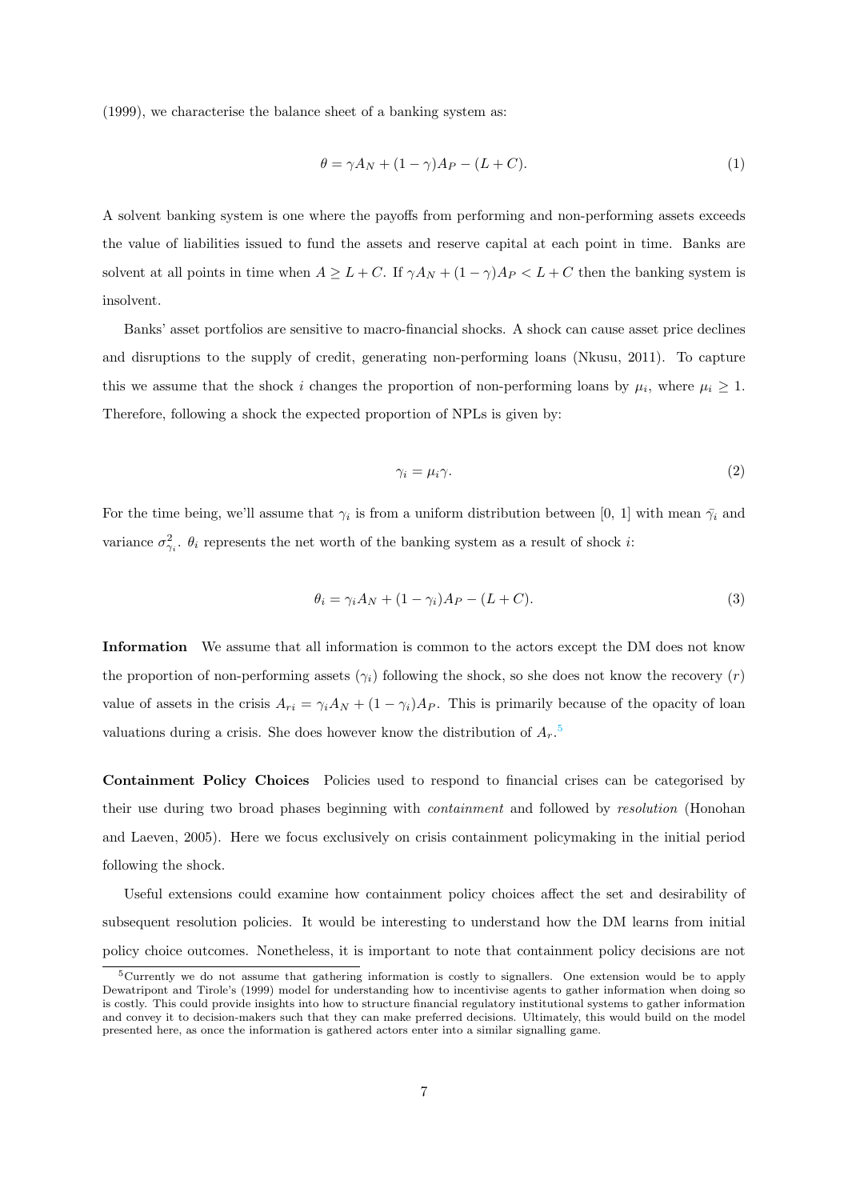(1999), we characterise the balance sheet of a banking system as:

$$\theta = \gamma A_N + (1-\gamma)A_P - (L + C). \tag{1}$$

A solvent banking system is one where the payoffs from performing and non-performing assets exceeds the value of liabilities issued to fund the assets and reserve capital at each point in time. Banks are solvent at all points in time when $A \geq L + C$. If $\gamma A_N + (1-\gamma)A_P < L + C$ then the banking system is insolvent.

Banks' asset portfolios are sensitive to macro-financial shocks. A shock can cause asset price declines and disruptions to the supply of credit, generating non-performing loans (Nkusu, 2011). To capture this we assume that the shock $i$ changes the proportion of non-performing loans by $\mu_i$, where $\mu_i \geq 1$. Therefore, following a shock the expected proportion of NPLs is given by:

$$\gamma_i = \mu_i \gamma. \tag{2}$$

For the time being, we'll assume that $\gamma_i$ is from a uniform distribution between [0, 1] with mean $\bar{\gamma_i}$ and variance $\sigma^2_{\gamma_i}$. $\theta_i$ represents the net worth of the banking system as a result of shock $i$:

$$\theta_i = \gamma_i A_N + (1-\gamma_i)A_P - (L + C). \tag{3}$$

**Information** We assume that all information is common to the actors except the DM does not know the proportion of non-performing assets ($\gamma_i$) following the shock, so she does not know the recovery ($r$) value of assets in the crisis $A_{ri} = \gamma_i A_N + (1-\gamma_i)A_P$. This is primarily because of the opacity of loan valuations during a crisis. She does however know the distribution of $A_r$.[5]

**Containment Policy Choices** Policies used to respond to financial crises can be categorised by their use during two broad phases beginning with *containment* and followed by *resolution* (Honohan and Laeven, 2005). Here we focus exclusively on crisis containment policymaking in the initial period following the shock.

Useful extensions could examine how containment policy choices affect the set and desirability of subsequent resolution policies. It would be interesting to understand how the DM learns from initial policy choice outcomes. Nonetheless, it is important to note that containment policy decisions are not

[5] Currently we do not assume that gathering information is costly to signallers. One extension would be to apply Dewatripont and Tirole's (1999) model for understanding how to incentivise agents to gather information when doing so is costly. This could provide insights into how to structure financial regulatory institutional systems to gather information and convey it to decision-makers such that they can make preferred decisions. Ultimately, this would build on the model presented here, as once the information is gathered actors enter into a similar signalling game.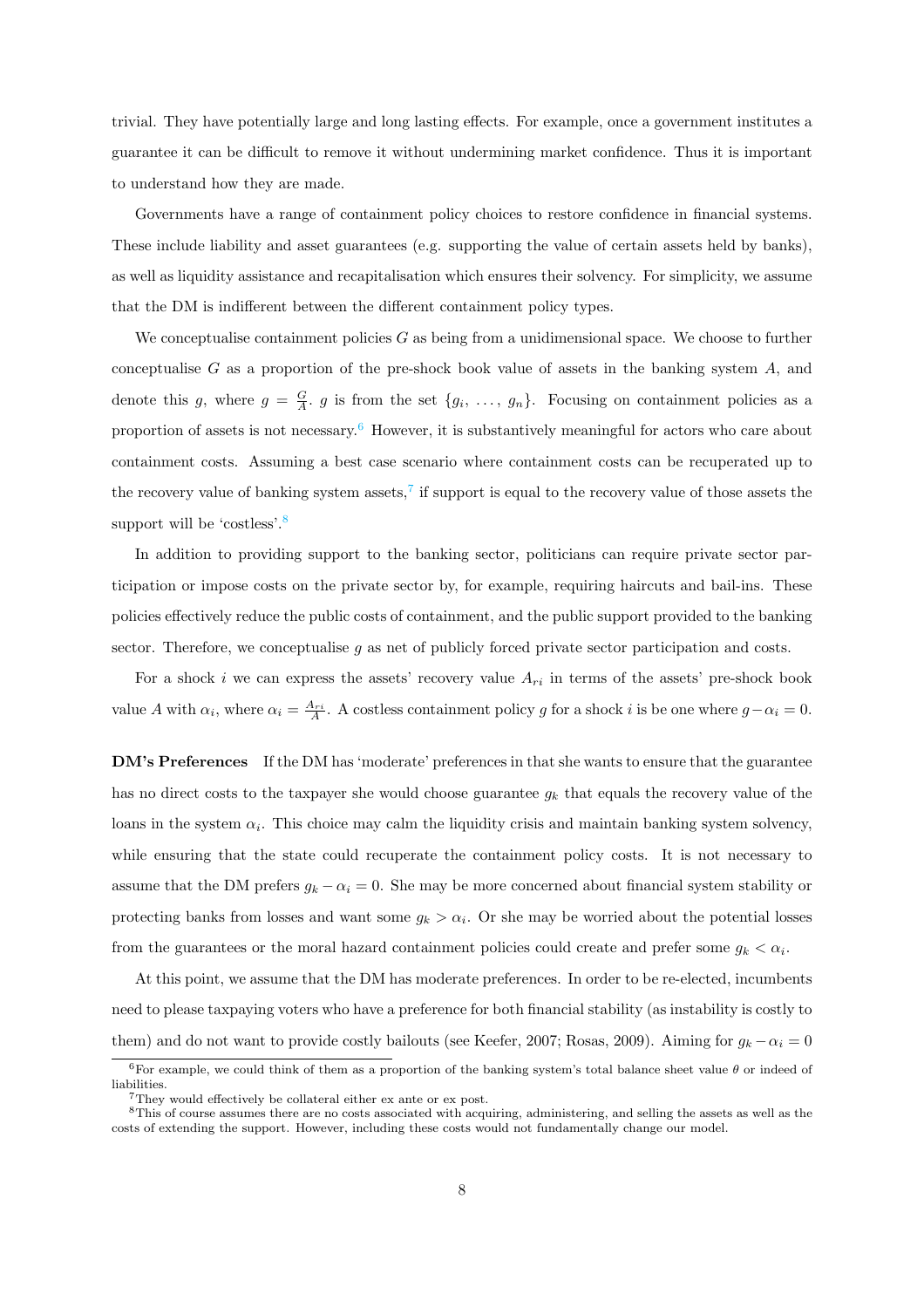trivial. They have potentially large and long lasting effects. For example, once a government institutes a guarantee it can be difficult to remove it without undermining market confidence. Thus it is important to understand how they are made.

Governments have a range of containment policy choices to restore confidence in financial systems. These include liability and asset guarantees (e.g. supporting the value of certain assets held by banks), as well as liquidity assistance and recapitalisation which ensures their solvency. For simplicity, we assume that the DM is indifferent between the different containment policy types.

We conceptualise containment policies $G$ as being from a unidimensional space. We choose to further conceptualise $G$ as a proportion of the pre-shock book value of assets in the banking system $A$, and denote this $g$, where $g = \frac{G}{A}$. $g$ is from the set $\{g_i, \ldots, g_n\}$. Focusing on containment policies as a proportion of assets is not necessary.[6] However, it is substantively meaningful for actors who care about containment costs. Assuming a best case scenario where containment costs can be recuperated up to the recovery value of banking system assets,[7] if support is equal to the recovery value of those assets the support will be 'costless'.[8]

In addition to providing support to the banking sector, politicians can require private sector participation or impose costs on the private sector by, for example, requiring haircuts and bail-ins. These policies effectively reduce the public costs of containment, and the public support provided to the banking sector. Therefore, we conceptualise $g$ as net of publicly forced private sector participation and costs.

For a shock $i$ we can express the assets' recovery value $A_{ri}$ in terms of the assets' pre-shock book value $A$ with $\alpha_i$, where $\alpha_i = \frac{A_{ri}}{A}$. A costless containment policy $g$ for a shock $i$ is be one where $g - \alpha_i = 0$.

**DM's Preferences** If the DM has 'moderate' preferences in that she wants to ensure that the guarantee has no direct costs to the taxpayer she would choose guarantee $g_k$ that equals the recovery value of the loans in the system $\alpha_i$. This choice may calm the liquidity crisis and maintain banking system solvency, while ensuring that the state could recuperate the containment policy costs. It is not necessary to assume that the DM prefers $g_k - \alpha_i = 0$. She may be more concerned about financial system stability or protecting banks from losses and want some $g_k > \alpha_i$. Or she may be worried about the potential losses from the guarantees or the moral hazard containment policies could create and prefer some $g_k < \alpha_i$.

At this point, we assume that the DM has moderate preferences. In order to be re-elected, incumbents need to please taxpaying voters who have a preference for both financial stability (as instability is costly to them) and do not want to provide costly bailouts (see Keefer, 2007; Rosas, 2009). Aiming for $g_k - \alpha_i = 0$

[6] For example, we could think of them as a proportion of the banking system's total balance sheet value $\theta$ or indeed of liabilities.

[7] They would effectively be collateral either ex ante or ex post.

[8] This of course assumes there are no costs associated with acquiring, administering, and selling the assets as well as the costs of extending the support. However, including these costs would not fundamentally change our model.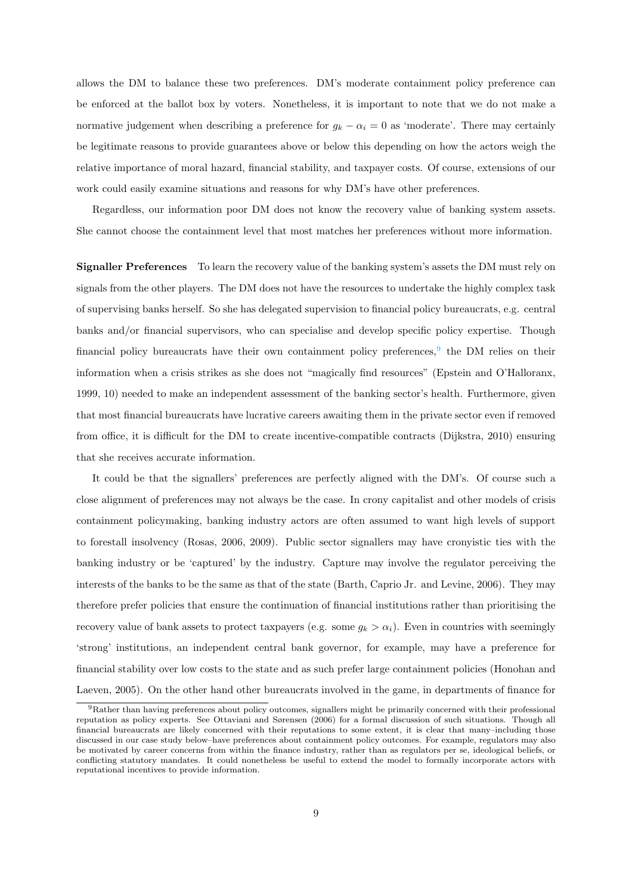allows the DM to balance these two preferences. DM's moderate containment policy preference can be enforced at the ballot box by voters. Nonetheless, it is important to note that we do not make a normative judgement when describing a preference for $g_k - \alpha_i = 0$ as 'moderate'. There may certainly be legitimate reasons to provide guarantees above or below this depending on how the actors weigh the relative importance of moral hazard, financial stability, and taxpayer costs. Of course, extensions of our work could easily examine situations and reasons for why DM's have other preferences.

Regardless, our information poor DM does not know the recovery value of banking system assets. She cannot choose the containment level that most matches her preferences without more information.

**Signaller Preferences** To learn the recovery value of the banking system's assets the DM must rely on signals from the other players. The DM does not have the resources to undertake the highly complex task of supervising banks herself. So she has delegated supervision to financial policy bureaucrats, e.g. central banks and/or financial supervisors, who can specialise and develop specific policy expertise. Though financial policy bureaucrats have their own containment policy preferences,[9] the DM relies on their information when a crisis strikes as she does not "magically find resources" (Epstein and O'Halloranx, 1999, 10) needed to make an independent assessment of the banking sector's health. Furthermore, given that most financial bureaucrats have lucrative careers awaiting them in the private sector even if removed from office, it is difficult for the DM to create incentive-compatible contracts (Dijkstra, 2010) ensuring that she receives accurate information.

It could be that the signallers' preferences are perfectly aligned with the DM's. Of course such a close alignment of preferences may not always be the case. In crony capitalist and other models of crisis containment policymaking, banking industry actors are often assumed to want high levels of support to forestall insolvency (Rosas, 2006, 2009). Public sector signallers may have cronyistic ties with the banking industry or be 'captured' by the industry. Capture may involve the regulator perceiving the interests of the banks to be the same as that of the state (Barth, Caprio Jr. and Levine, 2006). They may therefore prefer policies that ensure the continuation of financial institutions rather than prioritising the recovery value of bank assets to protect taxpayers (e.g. some $g_k > \alpha_i$). Even in countries with seemingly 'strong' institutions, an independent central bank governor, for example, may have a preference for financial stability over low costs to the state and as such prefer large containment policies (Honohan and Laeven, 2005). On the other hand other bureaucrats involved in the game, in departments of finance for

[9] Rather than having preferences about policy outcomes, signallers might be primarily concerned with their professional reputation as policy experts. See Ottaviani and Sørensen (2006) for a formal discussion of such situations. Though all financial bureaucrats are likely concerned with their reputations to some extent, it is clear that many–including those discussed in our case study below–have preferences about containment policy outcomes. For example, regulators may also be motivated by career concerns from within the finance industry, rather than as regulators per se, ideological beliefs, or conflicting statutory mandates. It could nonetheless be useful to extend the model to formally incorporate actors with reputational incentives to provide information.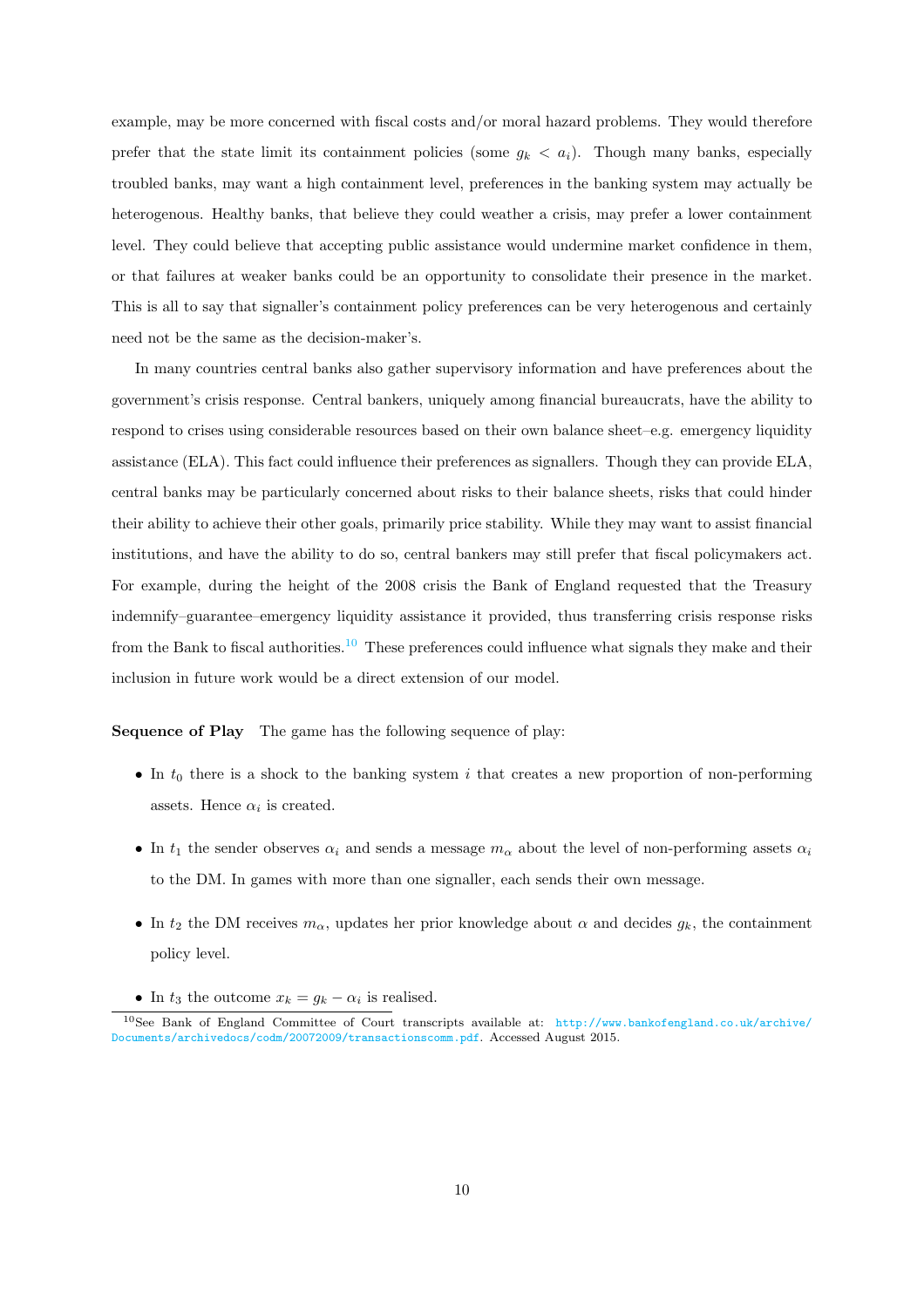example, may be more concerned with fiscal costs and/or moral hazard problems. They would therefore prefer that the state limit its containment policies (some $g_k < a_i$). Though many banks, especially troubled banks, may want a high containment level, preferences in the banking system may actually be heterogenous. Healthy banks, that believe they could weather a crisis, may prefer a lower containment level. They could believe that accepting public assistance would undermine market confidence in them, or that failures at weaker banks could be an opportunity to consolidate their presence in the market. This is all to say that signaller's containment policy preferences can be very heterogenous and certainly need not be the same as the decision-maker's.

In many countries central banks also gather supervisory information and have preferences about the government's crisis response. Central bankers, uniquely among financial bureaucrats, have the ability to respond to crises using considerable resources based on their own balance sheet–e.g. emergency liquidity assistance (ELA). This fact could influence their preferences as signallers. Though they can provide ELA, central banks may be particularly concerned about risks to their balance sheets, risks that could hinder their ability to achieve their other goals, primarily price stability. While they may want to assist financial institutions, and have the ability to do so, central bankers may still prefer that fiscal policymakers act. For example, during the height of the 2008 crisis the Bank of England requested that the Treasury indemnify–guarantee–emergency liquidity assistance it provided, thus transferring crisis response risks from the Bank to fiscal authorities.[10] These preferences could influence what signals they make and their inclusion in future work would be a direct extension of our model.

**Sequence of Play** The game has the following sequence of play:

- In $t_0$ there is a shock to the banking system $i$ that creates a new proportion of non-performing assets. Hence $\alpha_i$ is created.
- In $t_1$ the sender observes $\alpha_i$ and sends a message $m_\alpha$ about the level of non-performing assets $\alpha_i$ to the DM. In games with more than one signaller, each sends their own message.
- In $t_2$ the DM receives $m_\alpha$, updates her prior knowledge about $\alpha$ and decides $g_k$, the containment policy level.
- In $t_3$ the outcome $x_k = g_k - \alpha_i$ is realised.

[10] See Bank of England Committee of Court transcripts available at: http://www.bankofengland.co.uk/archive/Documents/archivedocs/codm/20072009/transactionscomm.pdf. Accessed August 2015.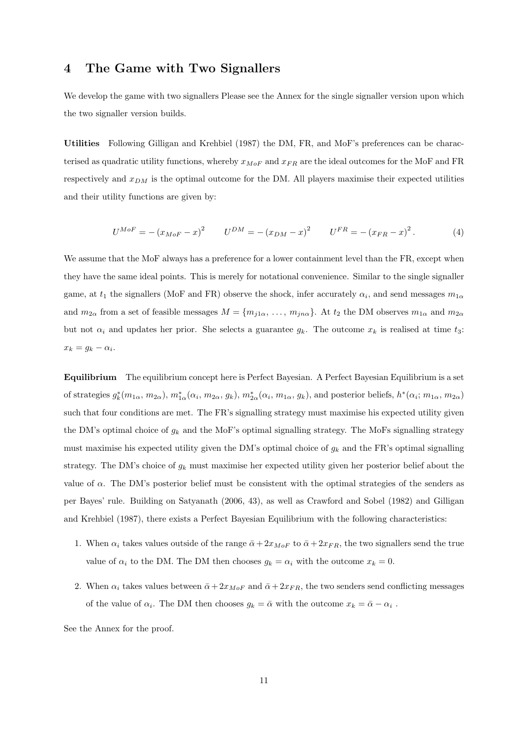## 4 The Game with Two Signallers

We develop the game with two signallers Please see the Annex for the single signaller version upon which the two signaller version builds.

**Utilities** Following Gilligan and Krehbiel (1987) the DM, FR, and MoF's preferences can be characterised as quadratic utility functions, whereby $x_{MoF}$ and $x_{FR}$ are the ideal outcomes for the MoF and FR respectively and $x_{DM}$ is the optimal outcome for the DM. All players maximise their expected utilities and their utility functions are given by:

$$U^{MoF} = -\left(x_{MoF} - x\right)^2 \qquad U^{DM} = -\left(x_{DM} - x\right)^2 \qquad U^{FR} = -\left(x_{FR} - x\right)^2. \tag{4}$$

We assume that the MoF always has a preference for a lower containment level than the FR, except when they have the same ideal points. This is merely for notational convenience. Similar to the single signaller game, at $t_1$ the signallers (MoF and FR) observe the shock, infer accurately $\alpha_i$, and send messages $m_{1\alpha}$ and $m_{2\alpha}$ from a set of feasible messages $M = \{m_{j1\alpha}, \ldots, m_{jn\alpha}\}$. At $t_2$ the DM observes $m_{1\alpha}$ and $m_{2\alpha}$ but not $\alpha_i$ and updates her prior. She selects a guarantee $g_k$. The outcome $x_k$ is realised at time $t_3$: $x_k = g_k - \alpha_i$.

**Equilibrium** The equilibrium concept here is Perfect Bayesian. A Perfect Bayesian Equilibrium is a set of strategies $g_k^*(m_{1\alpha}, m_{2\alpha})$, $m_{1\alpha}^*(\alpha_i, m_{2\alpha}, g_k)$, $m_{2\alpha}^*(\alpha_i, m_{1\alpha}, g_k)$, and posterior beliefs, $h^*(\alpha_i; m_{1\alpha}, m_{2\alpha})$ such that four conditions are met. The FR's signalling strategy must maximise his expected utility given the DM's optimal choice of $g_k$ and the MoF's optimal signalling strategy. The MoFs signalling strategy must maximise his expected utility given the DM's optimal choice of $g_k$ and the FR's optimal signalling strategy. The DM's choice of $g_k$ must maximise her expected utility given her posterior belief about the value of $\alpha$. The DM's posterior belief must be consistent with the optimal strategies of the senders as per Bayes' rule. Building on Satyanath (2006, 43), as well as Crawford and Sobel (1982) and Gilligan and Krehbiel (1987), there exists a Perfect Bayesian Equilibrium with the following characteristics:

1. When $\alpha_i$ takes values outside of the range $\bar{\alpha} + 2x_{MoF}$ to $\bar{\alpha} + 2x_{FR}$, the two signallers send the true value of $\alpha_i$ to the DM. The DM then chooses $g_k = \alpha_i$ with the outcome $x_k = 0$.
2. When $\alpha_i$ takes values between $\bar{\alpha} + 2x_{MoF}$ and $\bar{\alpha} + 2x_{FR}$, the two senders send conflicting messages of the value of $\alpha_i$. The DM then chooses $g_k = \bar{\alpha}$ with the outcome $x_k = \bar{\alpha} - \alpha_i$ .

See the Annex for the proof.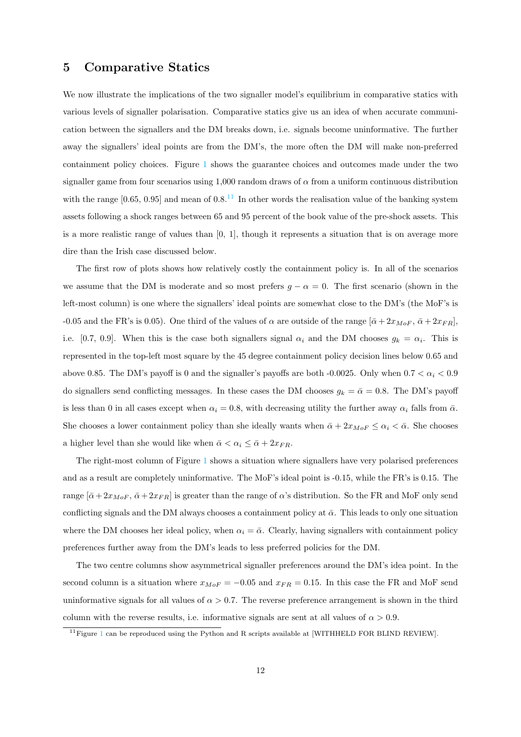## 5 Comparative Statics

We now illustrate the implications of the two signaller model's equilibrium in comparative statics with various levels of signaller polarisation. Comparative statics give us an idea of when accurate communication between the signallers and the DM breaks down, i.e. signals become uninformative. The further away the signallers' ideal points are from the DM's, the more often the DM will make non-preferred containment policy choices. Figure 1 shows the guarantee choices and outcomes made under the two signaller game from four scenarios using 1,000 random draws of $\alpha$ from a uniform continuous distribution with the range [0.65, 0.95] and mean of 0.8.[11] In other words the realisation value of the banking system assets following a shock ranges between 65 and 95 percent of the book value of the pre-shock assets. This is a more realistic range of values than [0, 1], though it represents a situation that is on average more dire than the Irish case discussed below.

The first row of plots shows how relatively costly the containment policy is. In all of the scenarios we assume that the DM is moderate and so most prefers $g - \alpha = 0$. The first scenario (shown in the left-most column) is one where the signallers' ideal points are somewhat close to the DM's (the MoF's is -0.05 and the FR's is 0.05). One third of the values of $\alpha$ are outside of the range $[\bar{\alpha} + 2x_{MoF},\, \bar{\alpha} + 2x_{FR}]$, i.e. [0.7, 0.9]. When this is the case both signallers signal $\alpha_i$ and the DM chooses $g_k = \alpha_i$. This is represented in the top-left most square by the 45 degree containment policy decision lines below 0.65 and above 0.85. The DM's payoff is 0 and the signaller's payoffs are both -0.0025. Only when $0.7 < \alpha_i < 0.9$ do signallers send conflicting messages. In these cases the DM chooses $g_k = \bar{\alpha} = 0.8$. The DM's payoff is less than 0 in all cases except when $\alpha_i = 0.8$, with decreasing utility the further away $\alpha_i$ falls from $\bar{\alpha}$. She chooses a lower containment policy than she ideally wants when $\bar{\alpha} + 2x_{MoF} \leq \alpha_i < \bar{\alpha}$. She chooses a higher level than she would like when $\bar{\alpha} < \alpha_i \leq \bar{\alpha} + 2x_{FR}$.

The right-most column of Figure 1 shows a situation where signallers have very polarised preferences and as a result are completely uninformative. The MoF's ideal point is -0.15, while the FR's is 0.15. The range $[\bar{\alpha} + 2x_{MoF},\, \bar{\alpha} + 2x_{FR}]$ is greater than the range of $\alpha$'s distribution. So the FR and MoF only send conflicting signals and the DM always chooses a containment policy at $\bar{\alpha}$. This leads to only one situation where the DM chooses her ideal policy, when $\alpha_i = \bar{\alpha}$. Clearly, having signallers with containment policy preferences further away from the DM's leads to less preferred policies for the DM.

The two centre columns show asymmetrical signaller preferences around the DM's idea point. In the second column is a situation where $x_{MoF} = -0.05$ and $x_{FR} = 0.15$. In this case the FR and MoF send uninformative signals for all values of $\alpha > 0.7$. The reverse preference arrangement is shown in the third column with the reverse results, i.e. informative signals are sent at all values of $\alpha > 0.9$.

[11] Figure 1 can be reproduced using the Python and R scripts available at [WITHHELD FOR BLIND REVIEW].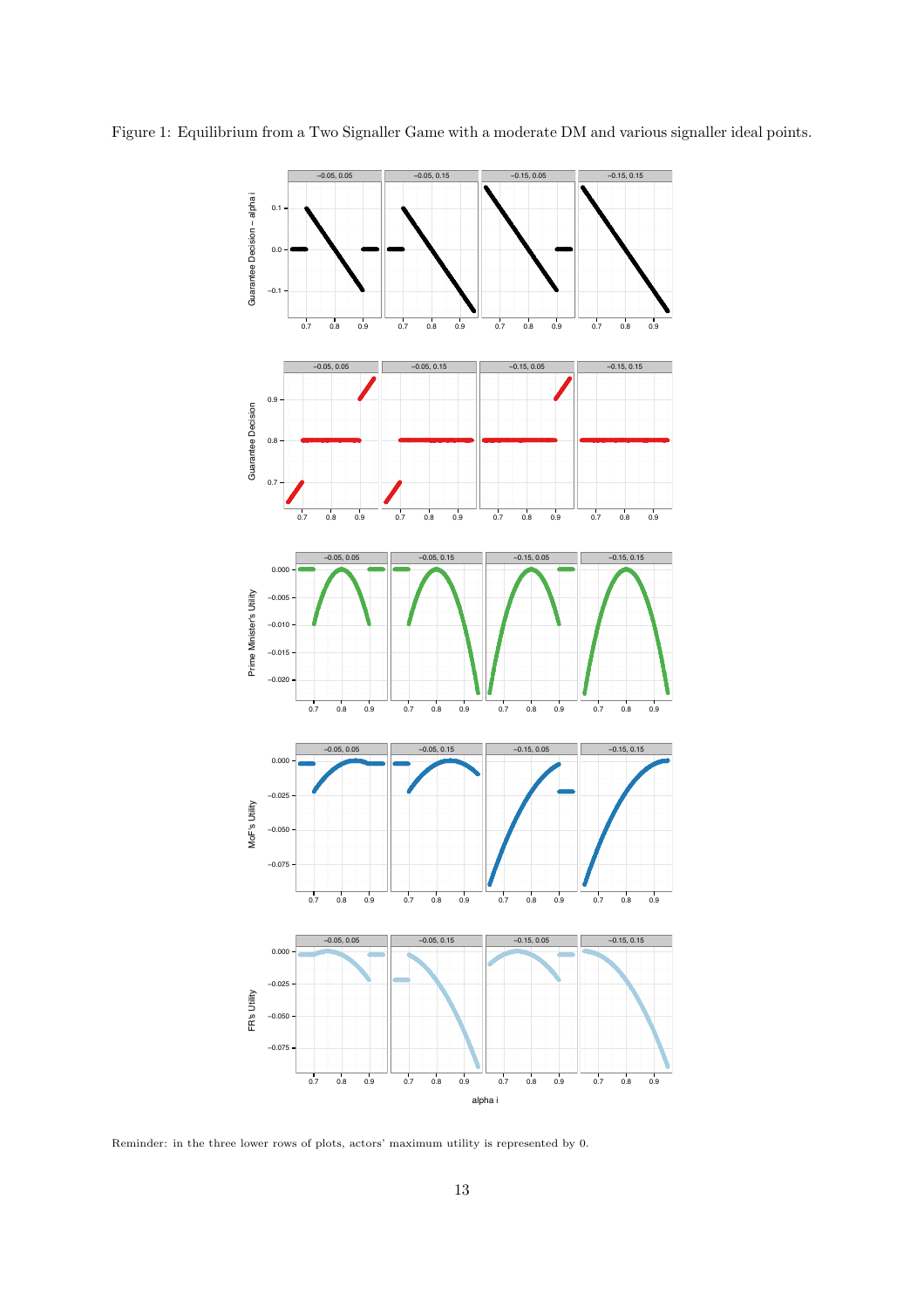Figure 1: Equilibrium from a Two Signaller Game with a moderate DM and various signaller ideal points.

Reminder: in the three lower rows of plots, actors' maximum utility is represented by 0.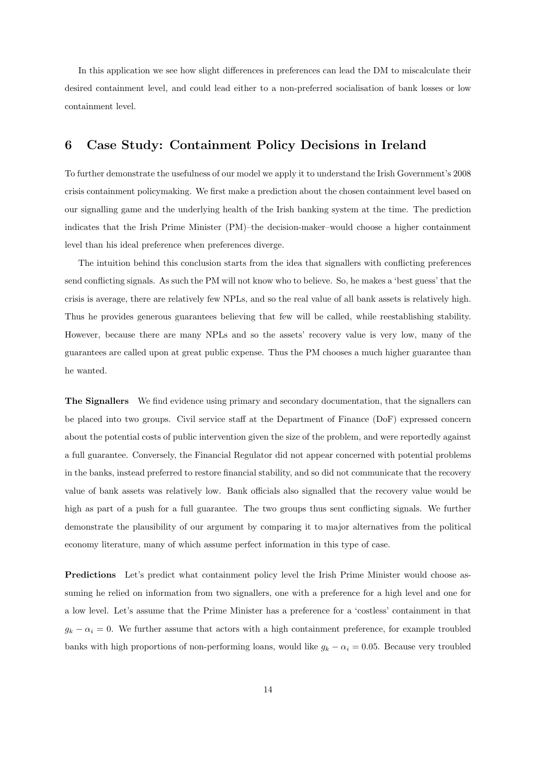In this application we see how slight differences in preferences can lead the DM to miscalculate their desired containment level, and could lead either to a non-preferred socialisation of bank losses or low containment level.

## 6 Case Study: Containment Policy Decisions in Ireland

To further demonstrate the usefulness of our model we apply it to understand the Irish Government's 2008 crisis containment policymaking. We first make a prediction about the chosen containment level based on our signalling game and the underlying health of the Irish banking system at the time. The prediction indicates that the Irish Prime Minister (PM)–the decision-maker–would choose a higher containment level than his ideal preference when preferences diverge.

The intuition behind this conclusion starts from the idea that signallers with conflicting preferences send conflicting signals. As such the PM will not know who to believe. So, he makes a 'best guess' that the crisis is average, there are relatively few NPLs, and so the real value of all bank assets is relatively high. Thus he provides generous guarantees believing that few will be called, while reestablishing stability. However, because there are many NPLs and so the assets' recovery value is very low, many of the guarantees are called upon at great public expense. Thus the PM chooses a much higher guarantee than he wanted.

**The Signallers** We find evidence using primary and secondary documentation, that the signallers can be placed into two groups. Civil service staff at the Department of Finance (DoF) expressed concern about the potential costs of public intervention given the size of the problem, and were reportedly against a full guarantee. Conversely, the Financial Regulator did not appear concerned with potential problems in the banks, instead preferred to restore financial stability, and so did not communicate that the recovery value of bank assets was relatively low. Bank officials also signalled that the recovery value would be high as part of a push for a full guarantee. The two groups thus sent conflicting signals. We further demonstrate the plausibility of our argument by comparing it to major alternatives from the political economy literature, many of which assume perfect information in this type of case.

**Predictions** Let's predict what containment policy level the Irish Prime Minister would choose assuming he relied on information from two signallers, one with a preference for a high level and one for a low level. Let's assume that the Prime Minister has a preference for a 'costless' containment in that $g_k - \alpha_i = 0$. We further assume that actors with a high containment preference, for example troubled banks with high proportions of non-performing loans, would like $g_k - \alpha_i = 0.05$. Because very troubled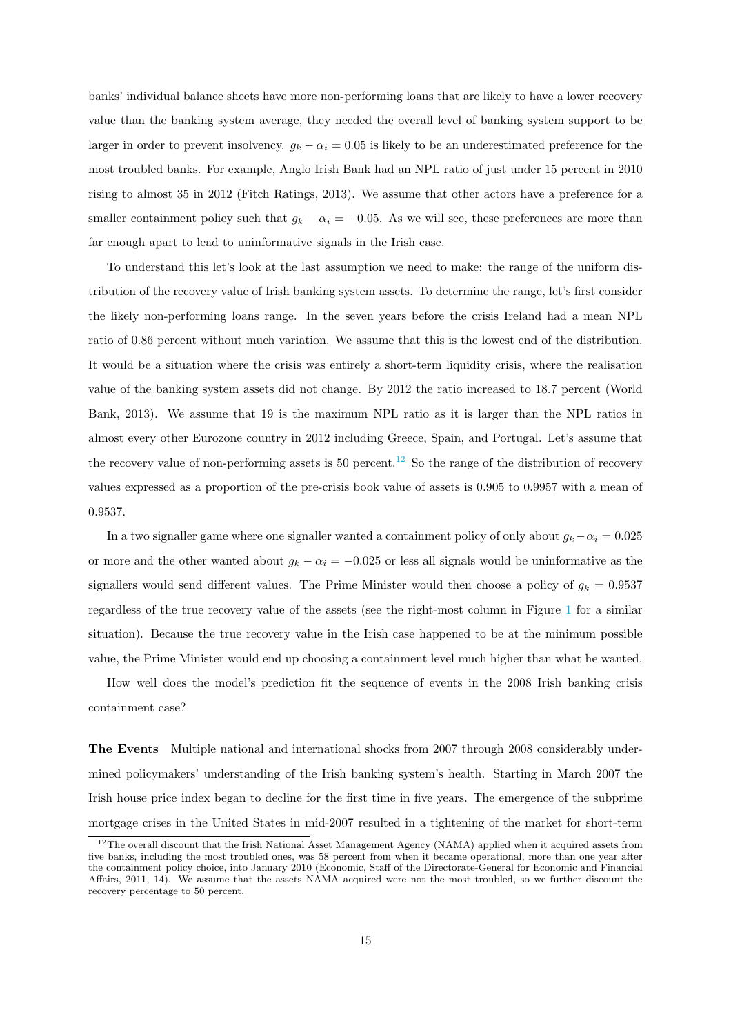banks' individual balance sheets have more non-performing loans that are likely to have a lower recovery value than the banking system average, they needed the overall level of banking system support to be larger in order to prevent insolvency. $g_k - \alpha_i = 0.05$ is likely to be an underestimated preference for the most troubled banks. For example, Anglo Irish Bank had an NPL ratio of just under 15 percent in 2010 rising to almost 35 in 2012 (Fitch Ratings, 2013). We assume that other actors have a preference for a smaller containment policy such that $g_k - \alpha_i = -0.05$. As we will see, these preferences are more than far enough apart to lead to uninformative signals in the Irish case.

To understand this let's look at the last assumption we need to make: the range of the uniform distribution of the recovery value of Irish banking system assets. To determine the range, let's first consider the likely non-performing loans range. In the seven years before the crisis Ireland had a mean NPL ratio of 0.86 percent without much variation. We assume that this is the lowest end of the distribution. It would be a situation where the crisis was entirely a short-term liquidity crisis, where the realisation value of the banking system assets did not change. By 2012 the ratio increased to 18.7 percent (World Bank, 2013). We assume that 19 is the maximum NPL ratio as it is larger than the NPL ratios in almost every other Eurozone country in 2012 including Greece, Spain, and Portugal. Let's assume that the recovery value of non-performing assets is 50 percent.[12] So the range of the distribution of recovery values expressed as a proportion of the pre-crisis book value of assets is 0.905 to 0.9957 with a mean of 0.9537.

In a two signaller game where one signaller wanted a containment policy of only about $g_k - \alpha_i = 0.025$ or more and the other wanted about $g_k - \alpha_i = -0.025$ or less all signals would be uninformative as the signallers would send different values. The Prime Minister would then choose a policy of $g_k = 0.9537$ regardless of the true recovery value of the assets (see the right-most column in Figure 1 for a similar situation). Because the true recovery value in the Irish case happened to be at the minimum possible value, the Prime Minister would end up choosing a containment level much higher than what he wanted.

How well does the model's prediction fit the sequence of events in the 2008 Irish banking crisis containment case?

**The Events** Multiple national and international shocks from 2007 through 2008 considerably undermined policymakers' understanding of the Irish banking system's health. Starting in March 2007 the Irish house price index began to decline for the first time in five years. The emergence of the subprime mortgage crises in the United States in mid-2007 resulted in a tightening of the market for short-term

[12] The overall discount that the Irish National Asset Management Agency (NAMA) applied when it acquired assets from five banks, including the most troubled ones, was 58 percent from when it became operational, more than one year after the containment policy choice, into January 2010 (Economic, Staff of the Directorate-General for Economic and Financial Affairs, 2011, 14). We assume that the assets NAMA acquired were not the most troubled, so we further discount the recovery percentage to 50 percent.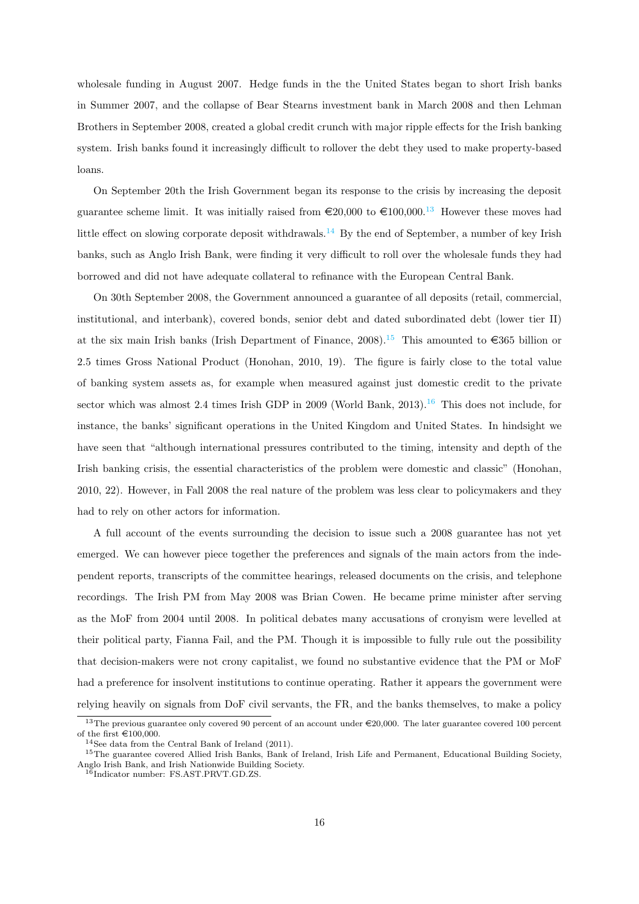wholesale funding in August 2007. Hedge funds in the the United States began to short Irish banks in Summer 2007, and the collapse of Bear Stearns investment bank in March 2008 and then Lehman Brothers in September 2008, created a global credit crunch with major ripple effects for the Irish banking system. Irish banks found it increasingly difficult to rollover the debt they used to make property-based loans.

On September 20th the Irish Government began its response to the crisis by increasing the deposit guarantee scheme limit. It was initially raised from €20,000 to €100,000.[13] However these moves had little effect on slowing corporate deposit withdrawals.[14] By the end of September, a number of key Irish banks, such as Anglo Irish Bank, were finding it very difficult to roll over the wholesale funds they had borrowed and did not have adequate collateral to refinance with the European Central Bank.

On 30th September 2008, the Government announced a guarantee of all deposits (retail, commercial, institutional, and interbank), covered bonds, senior debt and dated subordinated debt (lower tier II) at the six main Irish banks (Irish Department of Finance, 2008).[15] This amounted to €365 billion or 2.5 times Gross National Product (Honohan, 2010, 19). The figure is fairly close to the total value of banking system assets as, for example when measured against just domestic credit to the private sector which was almost 2.4 times Irish GDP in 2009 (World Bank, 2013).[16] This does not include, for instance, the banks' significant operations in the United Kingdom and United States. In hindsight we have seen that "although international pressures contributed to the timing, intensity and depth of the Irish banking crisis, the essential characteristics of the problem were domestic and classic" (Honohan, 2010, 22). However, in Fall 2008 the real nature of the problem was less clear to policymakers and they had to rely on other actors for information.

A full account of the events surrounding the decision to issue such a 2008 guarantee has not yet emerged. We can however piece together the preferences and signals of the main actors from the independent reports, transcripts of the committee hearings, released documents on the crisis, and telephone recordings. The Irish PM from May 2008 was Brian Cowen. He became prime minister after serving as the MoF from 2004 until 2008. In political debates many accusations of cronyism were levelled at their political party, Fianna Fail, and the PM. Though it is impossible to fully rule out the possibility that decision-makers were not crony capitalist, we found no substantive evidence that the PM or MoF had a preference for insolvent institutions to continue operating. Rather it appears the government were relying heavily on signals from DoF civil servants, the FR, and the banks themselves, to make a policy

[13] The previous guarantee only covered 90 percent of an account under €20,000. The later guarantee covered 100 percent of the first €100,000.

[14] See data from the Central Bank of Ireland (2011).

[15] The guarantee covered Allied Irish Banks, Bank of Ireland, Irish Life and Permanent, Educational Building Society, Anglo Irish Bank, and Irish Nationwide Building Society.

[16] Indicator number: FS.AST.PRVT.GD.ZS.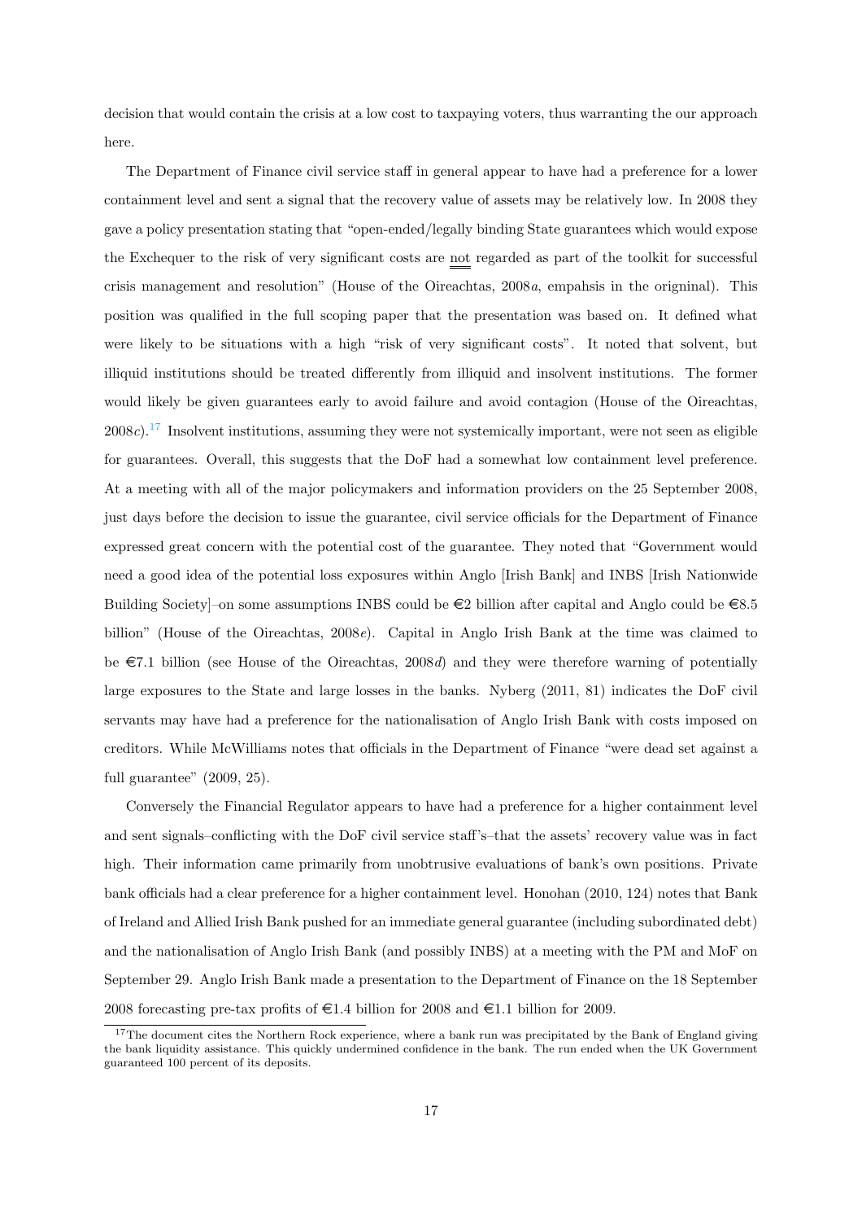decision that would contain the crisis at a low cost to taxpaying voters, thus warranting the our approach here.

The Department of Finance civil service staff in general appear to have had a preference for a lower containment level and sent a signal that the recovery value of assets may be relatively low. In 2008 they gave a policy presentation stating that "open-ended/legally binding State guarantees which would expose the Exchequer to the risk of very significant costs are <u>not</u> regarded as part of the toolkit for successful crisis management and resolution" (House of the Oireachtas, 2008*a*, empahsis in the origninal). This position was qualified in the full scoping paper that the presentation was based on. It defined what were likely to be situations with a high "risk of very significant costs". It noted that solvent, but illiquid institutions should be treated differently from illiquid and insolvent institutions. The former would likely be given guarantees early to avoid failure and avoid contagion (House of the Oireachtas, 2008*c*).[17] Insolvent institutions, assuming they were not systemically important, were not seen as eligible for guarantees. Overall, this suggests that the DoF had a somewhat low containment level preference. At a meeting with all of the major policymakers and information providers on the 25 September 2008, just days before the decision to issue the guarantee, civil service officials for the Department of Finance expressed great concern with the potential cost of the guarantee. They noted that "Government would need a good idea of the potential loss exposures within Anglo [Irish Bank] and INBS [Irish Nationwide Building Society]–on some assumptions INBS could be €2 billion after capital and Anglo could be €8.5 billion" (House of the Oireachtas, 2008*e*). Capital in Anglo Irish Bank at the time was claimed to be €7.1 billion (see House of the Oireachtas, 2008*d*) and they were therefore warning of potentially large exposures to the State and large losses in the banks. Nyberg (2011, 81) indicates the DoF civil servants may have had a preference for the nationalisation of Anglo Irish Bank with costs imposed on creditors. While McWilliams notes that officials in the Department of Finance "were dead set against a full guarantee" (2009, 25).

Conversely the Financial Regulator appears to have had a preference for a higher containment level and sent signals–conflicting with the DoF civil service staff's–that the assets' recovery value was in fact high. Their information came primarily from unobtrusive evaluations of bank's own positions. Private bank officials had a clear preference for a higher containment level. Honohan (2010, 124) notes that Bank of Ireland and Allied Irish Bank pushed for an immediate general guarantee (including subordinated debt) and the nationalisation of Anglo Irish Bank (and possibly INBS) at a meeting with the PM and MoF on September 29. Anglo Irish Bank made a presentation to the Department of Finance on the 18 September 2008 forecasting pre-tax profits of €1.4 billion for 2008 and €1.1 billion for 2009.

[17] The document cites the Northern Rock experience, where a bank run was precipitated by the Bank of England giving the bank liquidity assistance. This quickly undermined confidence in the bank. The run ended when the UK Government guaranteed 100 percent of its deposits.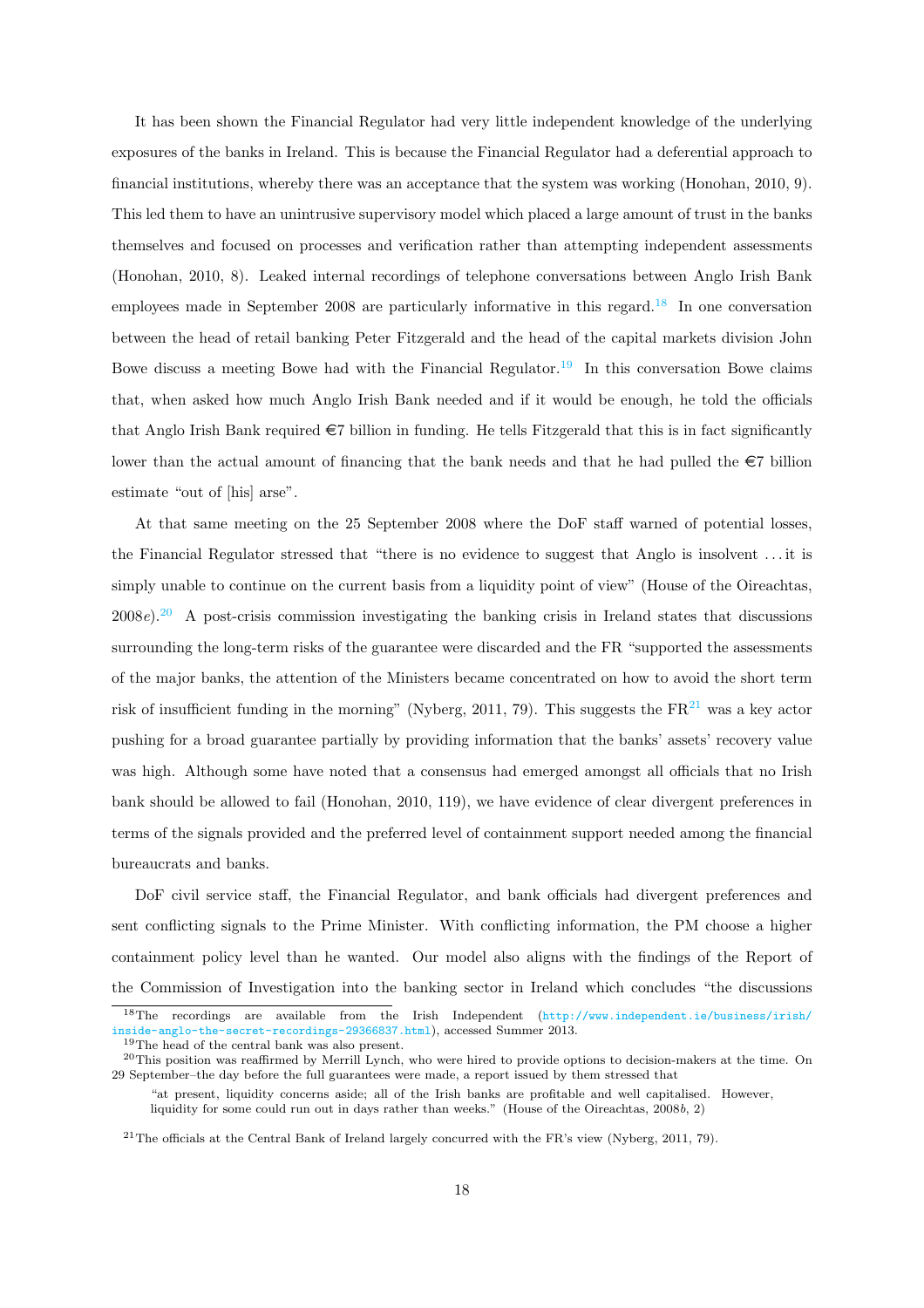It has been shown the Financial Regulator had very little independent knowledge of the underlying exposures of the banks in Ireland. This is because the Financial Regulator had a deferential approach to financial institutions, whereby there was an acceptance that the system was working (Honohan, 2010, 9). This led them to have an unintrusive supervisory model which placed a large amount of trust in the banks themselves and focused on processes and verification rather than attempting independent assessments (Honohan, 2010, 8). Leaked internal recordings of telephone conversations between Anglo Irish Bank employees made in September 2008 are particularly informative in this regard.[18] In one conversation between the head of retail banking Peter Fitzgerald and the head of the capital markets division John Bowe discuss a meeting Bowe had with the Financial Regulator.[19] In this conversation Bowe claims that, when asked how much Anglo Irish Bank needed and if it would be enough, he told the officials that Anglo Irish Bank required €7 billion in funding. He tells Fitzgerald that this is in fact significantly lower than the actual amount of financing that the bank needs and that he had pulled the €7 billion estimate "out of [his] arse".

At that same meeting on the 25 September 2008 where the DoF staff warned of potential losses, the Financial Regulator stressed that "there is no evidence to suggest that Anglo is insolvent ... it is simply unable to continue on the current basis from a liquidity point of view" (House of the Oireachtas, 2008*e*).[20] A post-crisis commission investigating the banking crisis in Ireland states that discussions surrounding the long-term risks of the guarantee were discarded and the FR "supported the assessments of the major banks, the attention of the Ministers became concentrated on how to avoid the short term risk of insufficient funding in the morning" (Nyberg, 2011, 79). This suggests the FR[21] was a key actor pushing for a broad guarantee partially by providing information that the banks' assets' recovery value was high. Although some have noted that a consensus had emerged amongst all officials that no Irish bank should be allowed to fail (Honohan, 2010, 119), we have evidence of clear divergent preferences in terms of the signals provided and the preferred level of containment support needed among the financial bureaucrats and banks.

DoF civil service staff, the Financial Regulator, and bank officials had divergent preferences and sent conflicting signals to the Prime Minister. With conflicting information, the PM choose a higher containment policy level than he wanted. Our model also aligns with the findings of the Report of the Commission of Investigation into the banking sector in Ireland which concludes "the discussions

[18] The recordings are available from the Irish Independent (http://www.independent.ie/business/irish/inside-anglo-the-secret-recordings-29366837.html), accessed Summer 2013.

[19] The head of the central bank was also present.

[20] This position was reaffirmed by Merrill Lynch, who were hired to provide options to decision-makers at the time. On 29 September–the day before the full guarantees were made, a report issued by them stressed that

> "at present, liquidity concerns aside; all of the Irish banks are profitable and well capitalised. However, liquidity for some could run out in days rather than weeks." (House of the Oireachtas, 2008*b*, 2)

[21] The officials at the Central Bank of Ireland largely concurred with the FR's view (Nyberg, 2011, 79).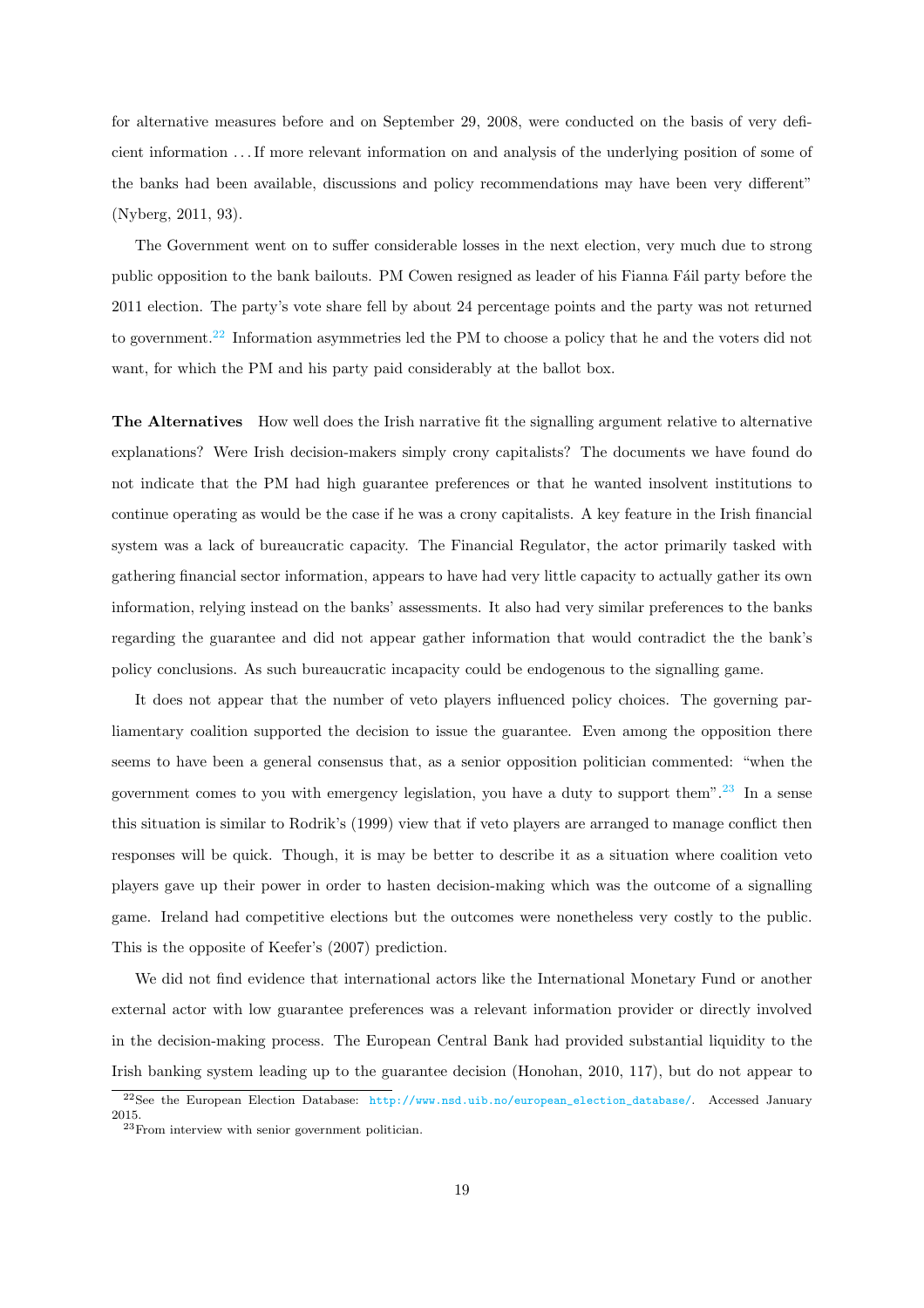for alternative measures before and on September 29, 2008, were conducted on the basis of very deficient information . . . If more relevant information on and analysis of the underlying position of some of the banks had been available, discussions and policy recommendations may have been very different" (Nyberg, 2011, 93).

The Government went on to suffer considerable losses in the next election, very much due to strong public opposition to the bank bailouts. PM Cowen resigned as leader of his Fianna Fáil party before the 2011 election. The party's vote share fell by about 24 percentage points and the party was not returned to government.[22] Information asymmetries led the PM to choose a policy that he and the voters did not want, for which the PM and his party paid considerably at the ballot box.

**The Alternatives** How well does the Irish narrative fit the signalling argument relative to alternative explanations? Were Irish decision-makers simply crony capitalists? The documents we have found do not indicate that the PM had high guarantee preferences or that he wanted insolvent institutions to continue operating as would be the case if he was a crony capitalists. A key feature in the Irish financial system was a lack of bureaucratic capacity. The Financial Regulator, the actor primarily tasked with gathering financial sector information, appears to have had very little capacity to actually gather its own information, relying instead on the banks' assessments. It also had very similar preferences to the banks regarding the guarantee and did not appear gather information that would contradict the the bank's policy conclusions. As such bureaucratic incapacity could be endogenous to the signalling game.

It does not appear that the number of veto players influenced policy choices. The governing parliamentary coalition supported the decision to issue the guarantee. Even among the opposition there seems to have been a general consensus that, as a senior opposition politician commented: "when the government comes to you with emergency legislation, you have a duty to support them".[23] In a sense this situation is similar to Rodrik's (1999) view that if veto players are arranged to manage conflict then responses will be quick. Though, it is may be better to describe it as a situation where coalition veto players gave up their power in order to hasten decision-making which was the outcome of a signalling game. Ireland had competitive elections but the outcomes were nonetheless very costly to the public. This is the opposite of Keefer's (2007) prediction.

We did not find evidence that international actors like the International Monetary Fund or another external actor with low guarantee preferences was a relevant information provider or directly involved in the decision-making process. The European Central Bank had provided substantial liquidity to the Irish banking system leading up to the guarantee decision (Honohan, 2010, 117), but do not appear to

[22] See the European Election Database: http://www.nsd.uib.no/european_election_database/. Accessed January 2015.

[23] From interview with senior government politician.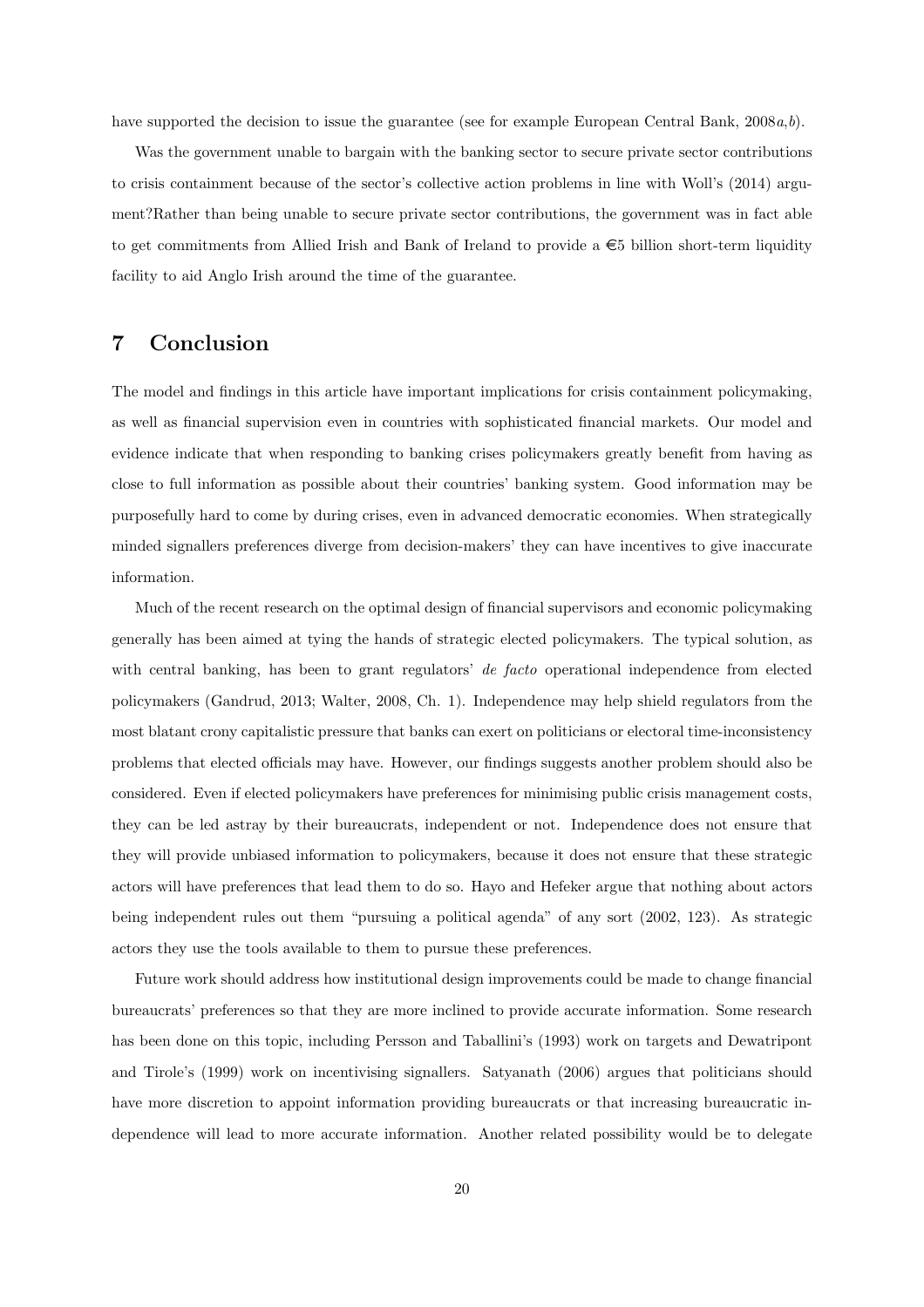have supported the decision to issue the guarantee (see for example European Central Bank, 2008*a*,*b*).

Was the government unable to bargain with the banking sector to secure private sector contributions to crisis containment because of the sector's collective action problems in line with Woll's (2014) argument?Rather than being unable to secure private sector contributions, the government was in fact able to get commitments from Allied Irish and Bank of Ireland to provide a €5 billion short-term liquidity facility to aid Anglo Irish around the time of the guarantee.

## 7 Conclusion

The model and findings in this article have important implications for crisis containment policymaking, as well as financial supervision even in countries with sophisticated financial markets. Our model and evidence indicate that when responding to banking crises policymakers greatly benefit from having as close to full information as possible about their countries' banking system. Good information may be purposefully hard to come by during crises, even in advanced democratic economies. When strategically minded signallers preferences diverge from decision-makers' they can have incentives to give inaccurate information.

Much of the recent research on the optimal design of financial supervisors and economic policymaking generally has been aimed at tying the hands of strategic elected policymakers. The typical solution, as with central banking, has been to grant regulators' *de facto* operational independence from elected policymakers (Gandrud, 2013; Walter, 2008, Ch. 1). Independence may help shield regulators from the most blatant crony capitalistic pressure that banks can exert on politicians or electoral time-inconsistency problems that elected officials may have. However, our findings suggests another problem should also be considered. Even if elected policymakers have preferences for minimising public crisis management costs, they can be led astray by their bureaucrats, independent or not. Independence does not ensure that they will provide unbiased information to policymakers, because it does not ensure that these strategic actors will have preferences that lead them to do so. Hayo and Hefeker argue that nothing about actors being independent rules out them "pursuing a political agenda" of any sort (2002, 123). As strategic actors they use the tools available to them to pursue these preferences.

Future work should address how institutional design improvements could be made to change financial bureaucrats' preferences so that they are more inclined to provide accurate information. Some research has been done on this topic, including Persson and Taballini's (1993) work on targets and Dewatripont and Tirole's (1999) work on incentivising signallers. Satyanath (2006) argues that politicians should have more discretion to appoint information providing bureaucrats or that increasing bureaucratic independence will lead to more accurate information. Another related possibility would be to delegate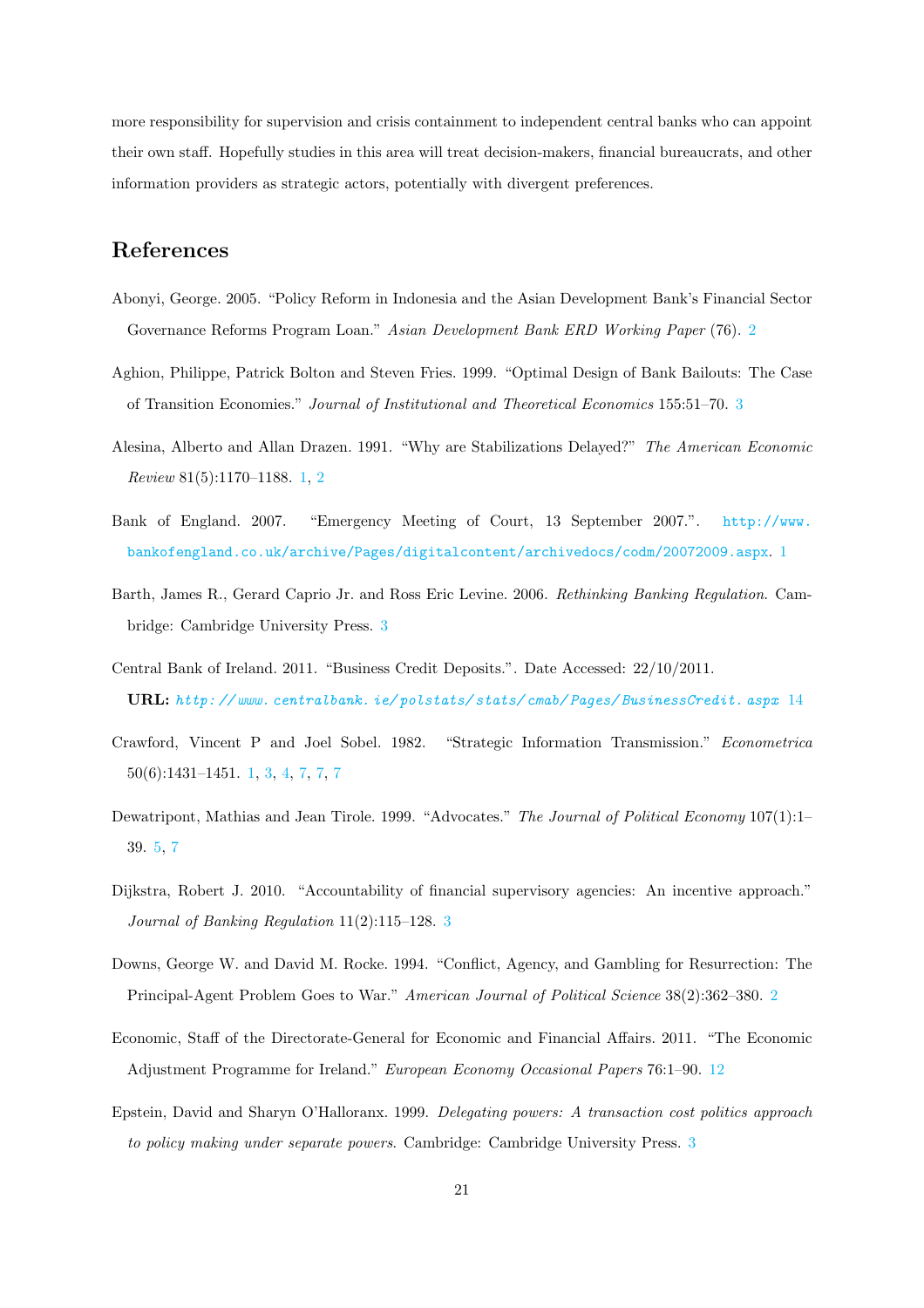more responsibility for supervision and crisis containment to independent central banks who can appoint their own staff. Hopefully studies in this area will treat decision-makers, financial bureaucrats, and other information providers as strategic actors, potentially with divergent preferences.

# References

Abonyi, George. 2005. "Policy Reform in Indonesia and the Asian Development Bank's Financial Sector Governance Reforms Program Loan." *Asian Development Bank ERD Working Paper* (76). 2

Aghion, Philippe, Patrick Bolton and Steven Fries. 1999. "Optimal Design of Bank Bailouts: The Case of Transition Economies." *Journal of Institutional and Theoretical Economics* 155:51–70. 3

Alesina, Alberto and Allan Drazen. 1991. "Why are Stabilizations Delayed?" *The American Economic Review* 81(5):1170–1188. 1, 2

Bank of England. 2007. "Emergency Meeting of Court, 13 September 2007.". http://www.bankofengland.co.uk/archive/Pages/digitalcontent/archivedocs/codm/20072009.aspx. 1

Barth, James R., Gerard Caprio Jr. and Ross Eric Levine. 2006. *Rethinking Banking Regulation*. Cambridge: Cambridge University Press. 3

Central Bank of Ireland. 2011. "Business Credit Deposits.". Date Accessed: 22/10/2011.
**URL:** *http://www.centralbank.ie/polstats/stats/cmab/Pages/BusinessCredit.aspx* 14

Crawford, Vincent P and Joel Sobel. 1982. "Strategic Information Transmission." *Econometrica* 50(6):1431–1451. 1, 3, 4, 7, 7, 7

Dewatripont, Mathias and Jean Tirole. 1999. "Advocates." *The Journal of Political Economy* 107(1):1–39. 5, 7

Dijkstra, Robert J. 2010. "Accountability of financial supervisory agencies: An incentive approach." *Journal of Banking Regulation* 11(2):115–128. 3

Downs, George W. and David M. Rocke. 1994. "Conflict, Agency, and Gambling for Resurrection: The Principal-Agent Problem Goes to War." *American Journal of Political Science* 38(2):362–380. 2

Economic, Staff of the Directorate-General for Economic and Financial Affairs. 2011. "The Economic Adjustment Programme for Ireland." *European Economy Occasional Papers* 76:1–90. 12

Epstein, David and Sharyn O'Halloranx. 1999. *Delegating powers: A transaction cost politics approach to policy making under separate powers*. Cambridge: Cambridge University Press. 3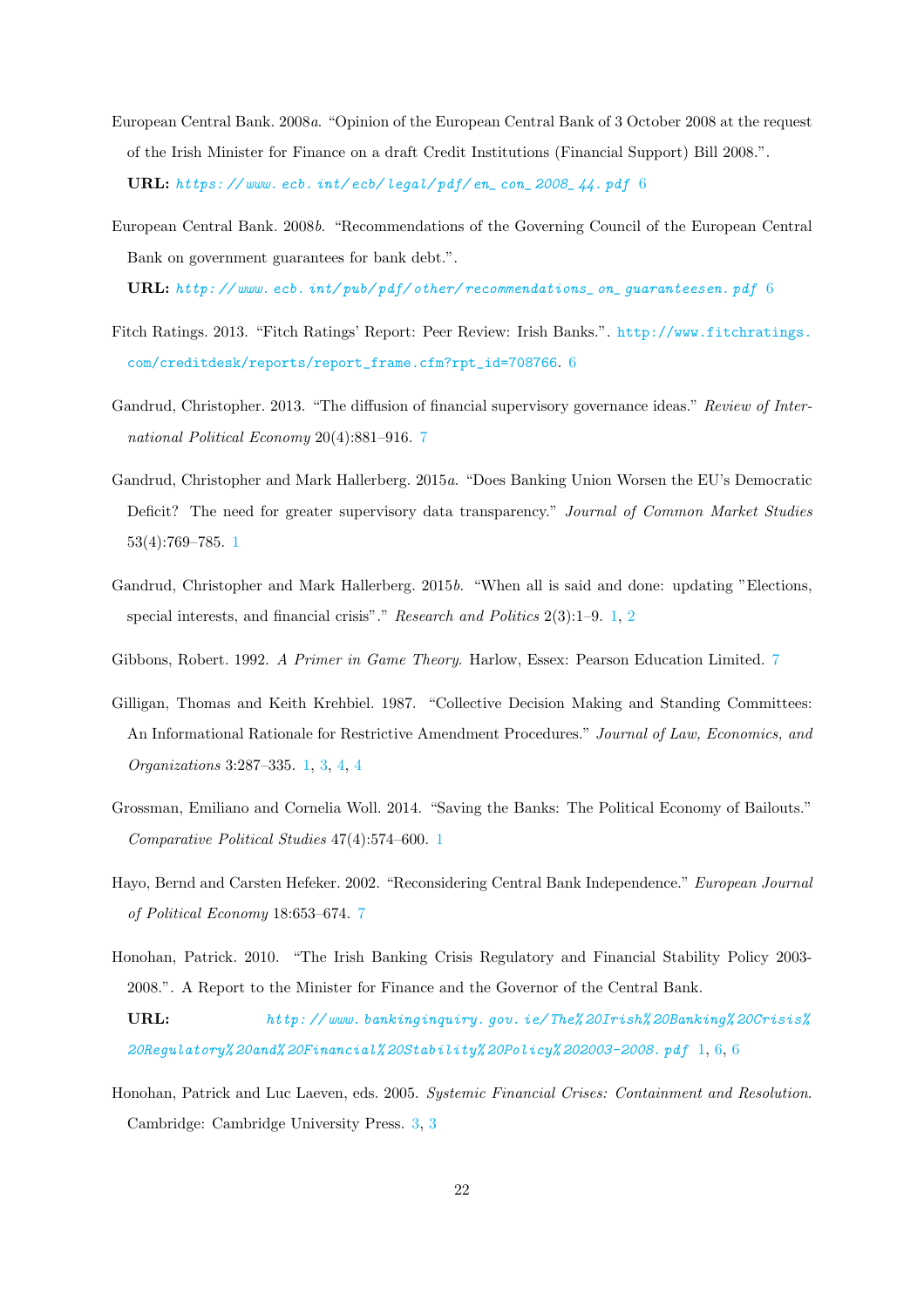European Central Bank. 2008*a*. "Opinion of the European Central Bank of 3 October 2008 at the request of the Irish Minister for Finance on a draft Credit Institutions (Financial Support) Bill 2008.".
**URL:** *https://www.ecb.int/ecb/legal/pdf/en_con_2008_44.pdf* 6

European Central Bank. 2008*b*. "Recommendations of the Governing Council of the European Central Bank on government guarantees for bank debt.".
**URL:** *http://www.ecb.int/pub/pdf/other/recommendations_on_guaranteesen.pdf* 6

Fitch Ratings. 2013. "Fitch Ratings' Report: Peer Review: Irish Banks.". http://www.fitchratings.com/creditdesk/reports/report_frame.cfm?rpt_id=708766. 6

Gandrud, Christopher. 2013. "The diffusion of financial supervisory governance ideas." *Review of International Political Economy* 20(4):881–916. 7

Gandrud, Christopher and Mark Hallerberg. 2015*a*. "Does Banking Union Worsen the EU's Democratic Deficit? The need for greater supervisory data transparency." *Journal of Common Market Studies* 53(4):769–785. 1

Gandrud, Christopher and Mark Hallerberg. 2015*b*. "When all is said and done: updating "Elections, special interests, and financial crisis"." *Research and Politics* 2(3):1–9. 1, 2

Gibbons, Robert. 1992. *A Primer in Game Theory*. Harlow, Essex: Pearson Education Limited. 7

Gilligan, Thomas and Keith Krehbiel. 1987. "Collective Decision Making and Standing Committees: An Informational Rationale for Restrictive Amendment Procedures." *Journal of Law, Economics, and Organizations* 3:287–335. 1, 3, 4, 4

Grossman, Emiliano and Cornelia Woll. 2014. "Saving the Banks: The Political Economy of Bailouts." *Comparative Political Studies* 47(4):574–600. 1

Hayo, Bernd and Carsten Hefeker. 2002. "Reconsidering Central Bank Independence." *European Journal of Political Economy* 18:653–674. 7

Honohan, Patrick. 2010. "The Irish Banking Crisis Regulatory and Financial Stability Policy 2003-2008.". A Report to the Minister for Finance and the Governor of the Central Bank.
**URL:** *http://www.bankinginquiry.gov.ie/The%20Irish%20Banking%20Crisis%20Regulatory%20and%20Financial%20Stability%20Policy%202003-2008.pdf* 1, 6, 6

Honohan, Patrick and Luc Laeven, eds. 2005. *Systemic Financial Crises: Containment and Resolution*. Cambridge: Cambridge University Press. 3, 3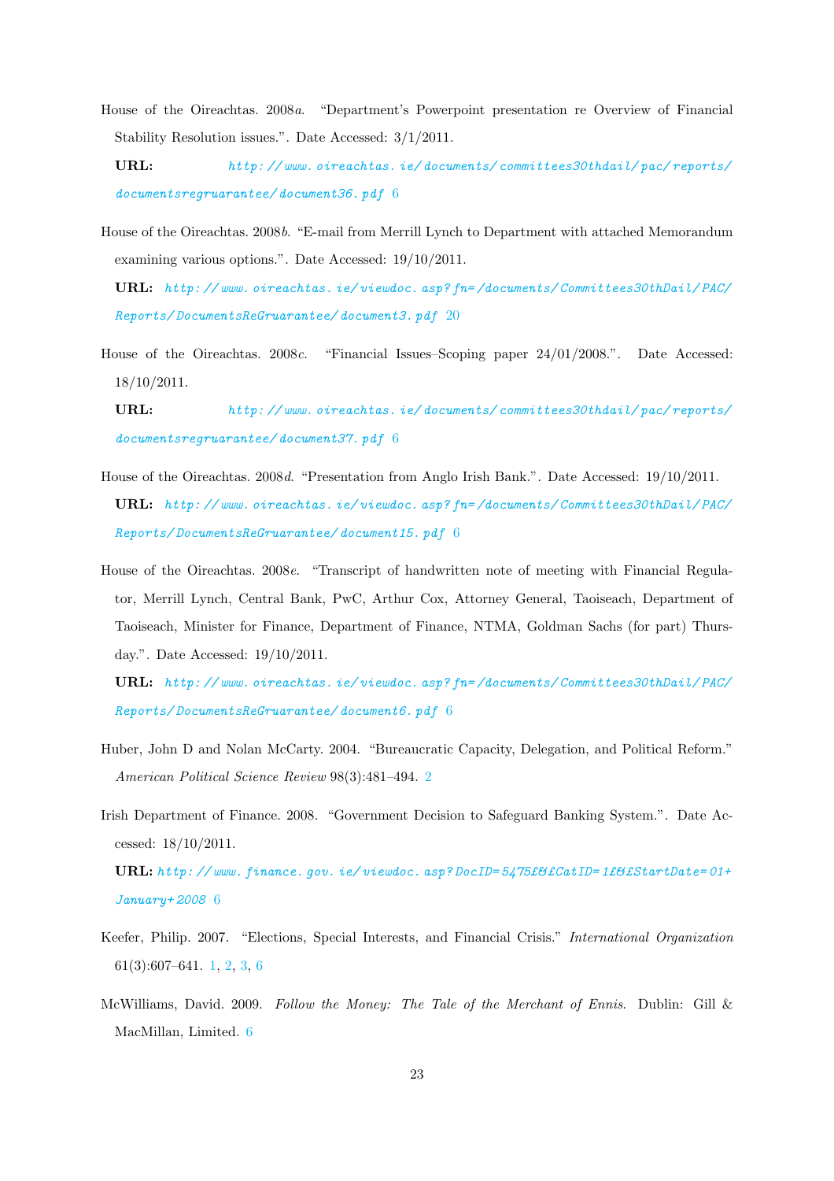House of the Oireachtas. 2008*a*. "Department's Powerpoint presentation re Overview of Financial Stability Resolution issues.". Date Accessed: 3/1/2011.

**URL:** *http://www.oireachtas.ie/documents/committees30thdail/pac/reports/documentsregruarantee/document36.pdf* 6

House of the Oireachtas. 2008*b*. "E-mail from Merrill Lynch to Department with attached Memorandum examining various options.". Date Accessed: 19/10/2011.

**URL:** *http://www.oireachtas.ie/viewdoc.asp?fn=/documents/Committees30thDail/PAC/Reports/DocumentsReGruarantee/document3.pdf* 20

House of the Oireachtas. 2008*c*. "Financial Issues–Scoping paper 24/01/2008.". Date Accessed: 18/10/2011.

**URL:** *http://www.oireachtas.ie/documents/committees30thdail/pac/reports/documentsregruarantee/document37.pdf* 6

House of the Oireachtas. 2008*d*. "Presentation from Anglo Irish Bank.". Date Accessed: 19/10/2011.

**URL:** *http://www.oireachtas.ie/viewdoc.asp?fn=/documents/Committees30thDail/PAC/Reports/DocumentsReGruarantee/document15.pdf* 6

House of the Oireachtas. 2008*e*. "Transcript of handwritten note of meeting with Financial Regulator, Merrill Lynch, Central Bank, PwC, Arthur Cox, Attorney General, Taoiseach, Department of Taoiseach, Minister for Finance, Department of Finance, NTMA, Goldman Sachs (for part) Thursday.". Date Accessed: 19/10/2011.

**URL:** *http://www.oireachtas.ie/viewdoc.asp?fn=/documents/Committees30thDail/PAC/Reports/DocumentsReGruarantee/document6.pdf* 6

Huber, John D and Nolan McCarty. 2004. "Bureaucratic Capacity, Delegation, and Political Reform." *American Political Science Review* 98(3):481–494. 2

Irish Department of Finance. 2008. "Government Decision to Safeguard Banking System.". Date Accessed: 18/10/2011.

**URL:** *http://www.finance.gov.ie/viewdoc.asp?DocID=5475£&£CatID=1£&£StartDate=01+January+2008* 6

Keefer, Philip. 2007. "Elections, Special Interests, and Financial Crisis." *International Organization* 61(3):607–641. 1, 2, 3, 6

McWilliams, David. 2009. *Follow the Money: The Tale of the Merchant of Ennis.* Dublin: Gill & MacMillan, Limited. 6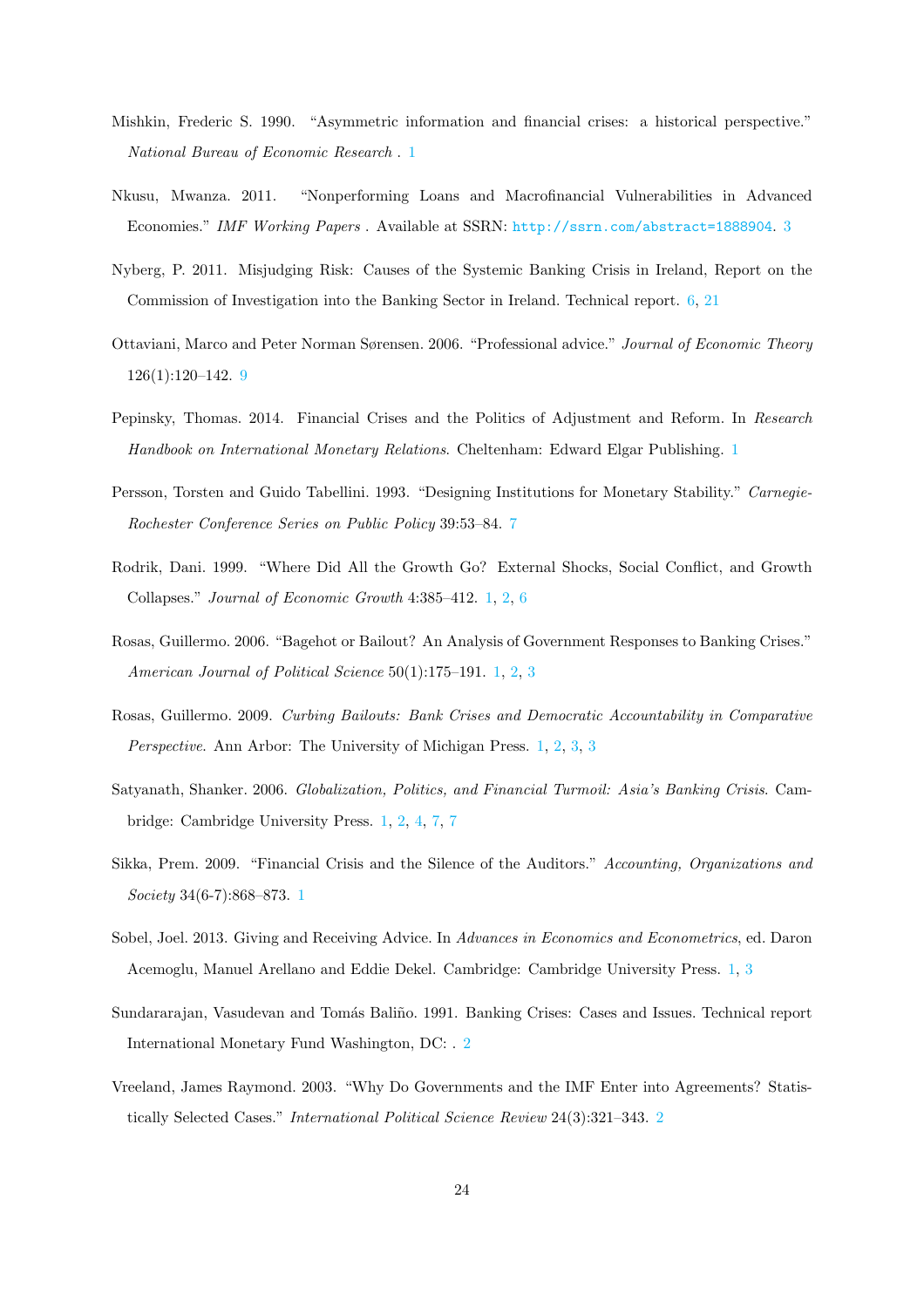Mishkin, Frederic S. 1990. "Asymmetric information and financial crises: a historical perspective." *National Bureau of Economic Research* . 1

Nkusu, Mwanza. 2011. "Nonperforming Loans and Macrofinancial Vulnerabilities in Advanced Economies." *IMF Working Papers* . Available at SSRN: http://ssrn.com/abstract=1888904. 3

Nyberg, P. 2011. Misjudging Risk: Causes of the Systemic Banking Crisis in Ireland, Report on the Commission of Investigation into the Banking Sector in Ireland. Technical report. 6, 21

Ottaviani, Marco and Peter Norman Sørensen. 2006. "Professional advice." *Journal of Economic Theory* 126(1):120–142. 9

Pepinsky, Thomas. 2014. Financial Crises and the Politics of Adjustment and Reform. In *Research Handbook on International Monetary Relations*. Cheltenham: Edward Elgar Publishing. 1

Persson, Torsten and Guido Tabellini. 1993. "Designing Institutions for Monetary Stability." *Carnegie-Rochester Conference Series on Public Policy* 39:53–84. 7

Rodrik, Dani. 1999. "Where Did All the Growth Go? External Shocks, Social Conflict, and Growth Collapses." *Journal of Economic Growth* 4:385–412. 1, 2, 6

Rosas, Guillermo. 2006. "Bagehot or Bailout? An Analysis of Government Responses to Banking Crises." *American Journal of Political Science* 50(1):175–191. 1, 2, 3

Rosas, Guillermo. 2009. *Curbing Bailouts: Bank Crises and Democratic Accountability in Comparative Perspective*. Ann Arbor: The University of Michigan Press. 1, 2, 3, 3

Satyanath, Shanker. 2006. *Globalization, Politics, and Financial Turmoil: Asia's Banking Crisis*. Cambridge: Cambridge University Press. 1, 2, 4, 7, 7

Sikka, Prem. 2009. "Financial Crisis and the Silence of the Auditors." *Accounting, Organizations and Society* 34(6-7):868–873. 1

Sobel, Joel. 2013. Giving and Receiving Advice. In *Advances in Economics and Econometrics*, ed. Daron Acemoglu, Manuel Arellano and Eddie Dekel. Cambridge: Cambridge University Press. 1, 3

Sundararajan, Vasudevan and Tomás Baliño. 1991. Banking Crises: Cases and Issues. Technical report International Monetary Fund Washington, DC: . 2

Vreeland, James Raymond. 2003. "Why Do Governments and the IMF Enter into Agreements? Statistically Selected Cases." *International Political Science Review* 24(3):321–343. 2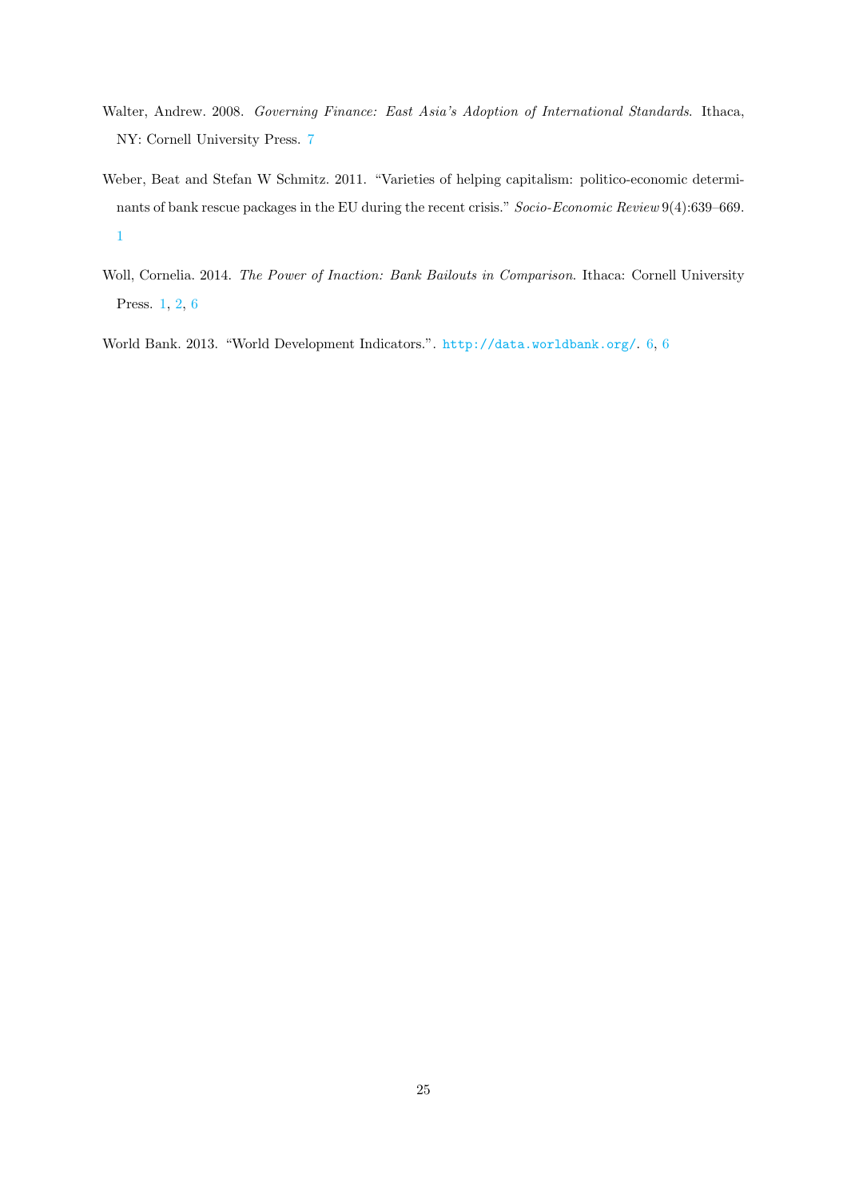Walter, Andrew. 2008. *Governing Finance: East Asia's Adoption of International Standards*. Ithaca, NY: Cornell University Press. 7

Weber, Beat and Stefan W Schmitz. 2011. "Varieties of helping capitalism: politico-economic determinants of bank rescue packages in the EU during the recent crisis." *Socio-Economic Review* 9(4):639–669. 1

Woll, Cornelia. 2014. *The Power of Inaction: Bank Bailouts in Comparison*. Ithaca: Cornell University Press. 1, 2, 6

World Bank. 2013. "World Development Indicators.". http://data.worldbank.org/. 6, 6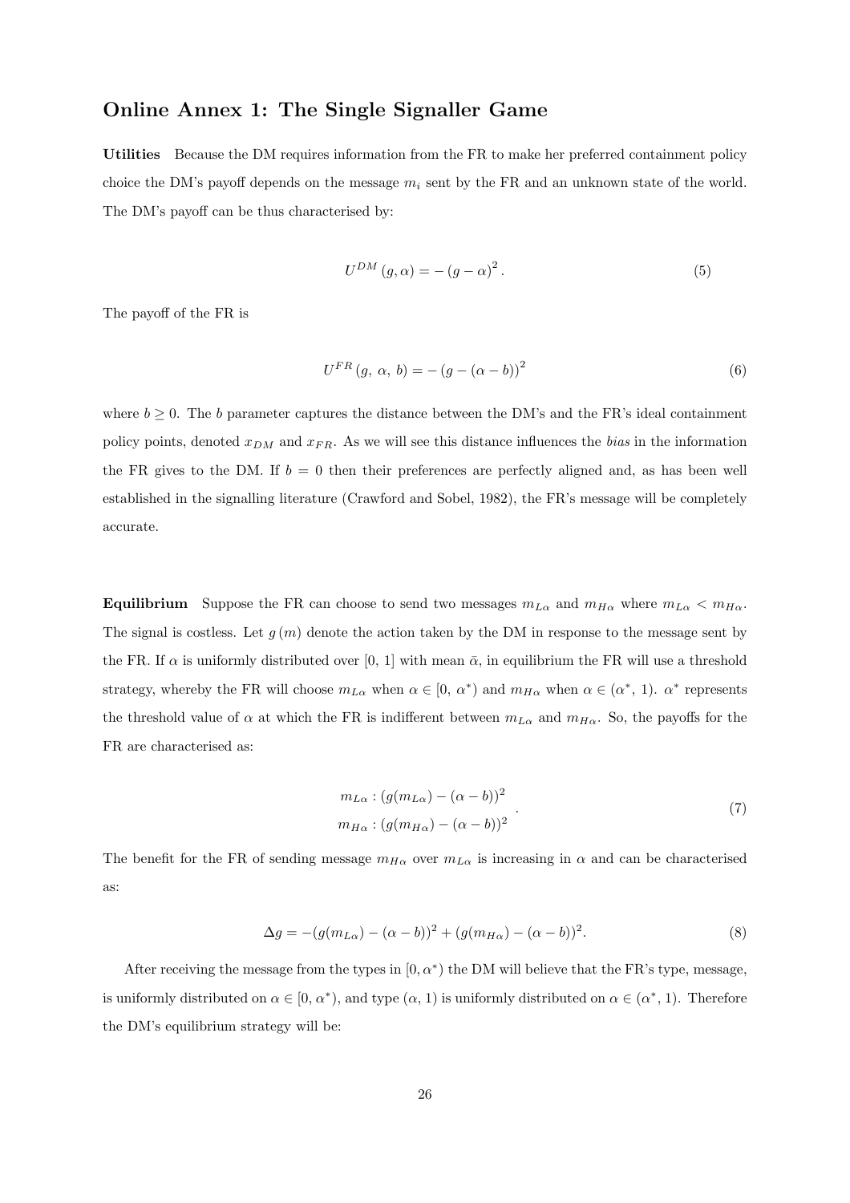## Online Annex 1: The Single Signaller Game

**Utilities** Because the DM requires information from the FR to make her preferred containment policy choice the DM's payoff depends on the message $m_i$ sent by the FR and an unknown state of the world. The DM's payoff can be thus characterised by:

$$U^{DM}(g, \alpha) = -(g - \alpha)^2. \tag{5}$$

The payoff of the FR is

$$U^{FR}(g,\ \alpha,\ b) = -(g - (\alpha - b))^2 \tag{6}$$

where $b \geq 0$. The $b$ parameter captures the distance between the DM's and the FR's ideal containment policy points, denoted $x_{DM}$ and $x_{FR}$. As we will see this distance influences the *bias* in the information the FR gives to the DM. If $b = 0$ then their preferences are perfectly aligned and, as has been well established in the signalling literature (Crawford and Sobel, 1982), the FR's message will be completely accurate.

**Equilibrium** Suppose the FR can choose to send two messages $m_{L\alpha}$ and $m_{H\alpha}$ where $m_{L\alpha} < m_{H\alpha}$. The signal is costless. Let $g(m)$ denote the action taken by the DM in response to the message sent by the FR. If $\alpha$ is uniformly distributed over $[0,\ 1]$ with mean $\bar{\alpha}$, in equilibrium the FR will use a threshold strategy, whereby the FR will choose $m_{L\alpha}$ when $\alpha \in [0,\ \alpha^*)$ and $m_{H\alpha}$ when $\alpha \in (\alpha^*,\ 1)$. $\alpha^*$ represents the threshold value of $\alpha$ at which the FR is indifferent between $m_{L\alpha}$ and $m_{H\alpha}$. So, the payoffs for the FR are characterised as:

$$\begin{aligned} m_{L\alpha} &: (g(m_{L\alpha}) - (\alpha - b))^2 \\ m_{H\alpha} &: (g(m_{H\alpha}) - (\alpha - b))^2 \end{aligned}. \tag{7}$$

The benefit for the FR of sending message $m_{H\alpha}$ over $m_{L\alpha}$ is increasing in $\alpha$ and can be characterised as:

$$\Delta g = -(g(m_{L\alpha}) - (\alpha - b))^2 + (g(m_{H\alpha}) - (\alpha - b))^2. \tag{8}$$

After receiving the message from the types in $[0, \alpha^*)$ the DM will believe that the FR's type, message, is uniformly distributed on $\alpha \in [0,\ \alpha^*)$, and type $(\alpha,\ 1)$ is uniformly distributed on $\alpha \in (\alpha^*,\ 1)$. Therefore the DM's equilibrium strategy will be: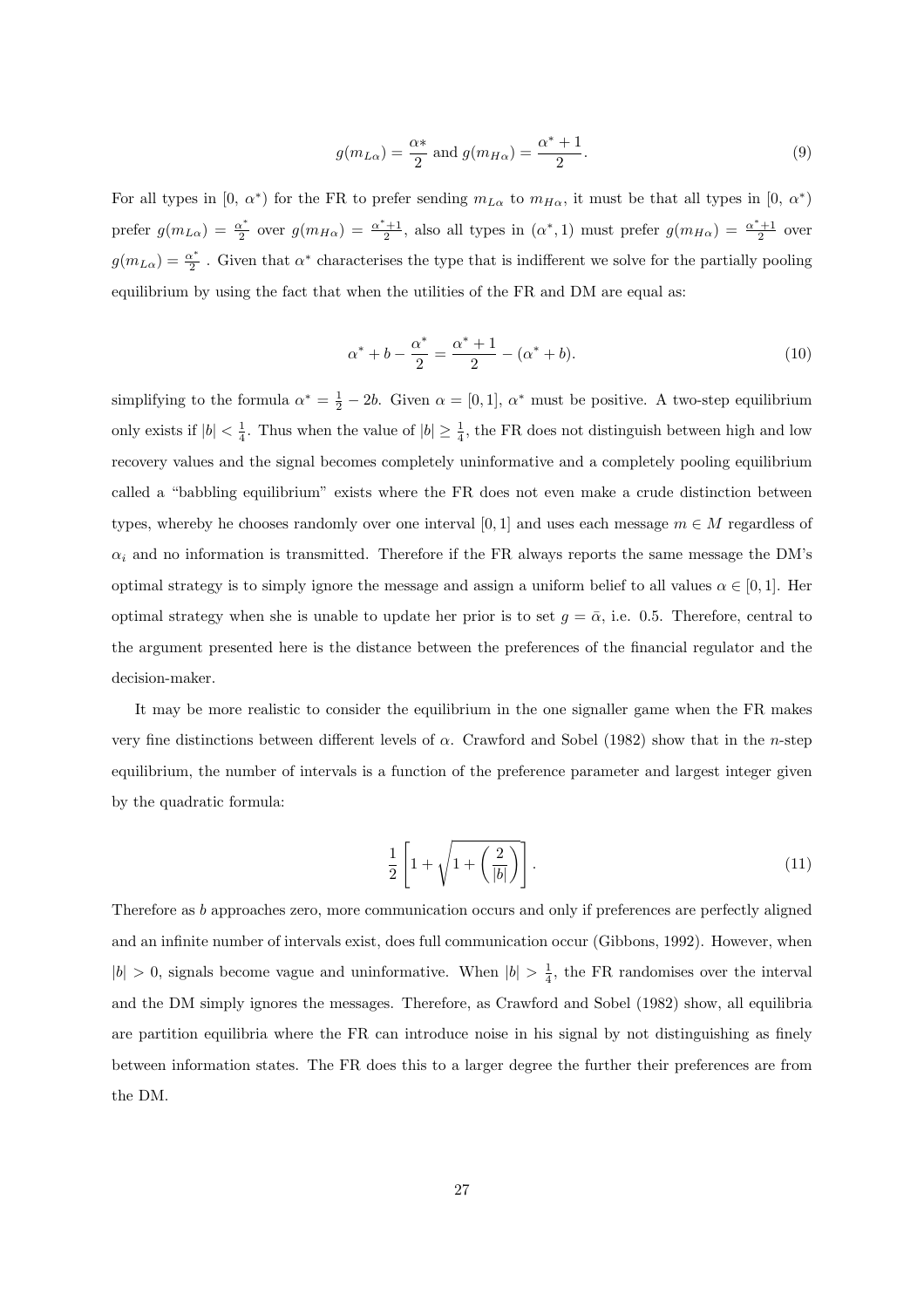$$g(m_{L\alpha}) = \frac{\alpha*}{2} \text{ and } g(m_{H\alpha}) = \frac{\alpha^*+1}{2}. \tag{9}$$

For all types in $[0,\ \alpha^*)$ for the FR to prefer sending $m_{L\alpha}$ to $m_{H\alpha}$, it must be that all types in $[0,\ \alpha^*)$ prefer $g(m_{L\alpha}) = \frac{\alpha^*}{2}$ over $g(m_{H\alpha}) = \frac{\alpha^*+1}{2}$, also all types in $(\alpha^*, 1)$ must prefer $g(m_{H\alpha}) = \frac{\alpha^*+1}{2}$ over $g(m_{L\alpha}) = \frac{\alpha^*}{2}$ . Given that $\alpha^*$ characterises the type that is indifferent we solve for the partially pooling equilibrium by using the fact that when the utilities of the FR and DM are equal as:

$$\alpha^* + b - \frac{\alpha^*}{2} = \frac{\alpha^*+1}{2} - (\alpha^* + b). \tag{10}$$

simplifying to the formula $\alpha^* = \frac{1}{2} - 2b$. Given $\alpha = [0, 1]$, $\alpha^*$ must be positive. A two-step equilibrium only exists if $|b| < \frac{1}{4}$. Thus when the value of $|b| \geq \frac{1}{4}$, the FR does not distinguish between high and low recovery values and the signal becomes completely uninformative and a completely pooling equilibrium called a "babbling equilibrium" exists where the FR does not even make a crude distinction between types, whereby he chooses randomly over one interval $[0, 1]$ and uses each message $m \in M$ regardless of $\alpha_i$ and no information is transmitted. Therefore if the FR always reports the same message the DM's optimal strategy is to simply ignore the message and assign a uniform belief to all values $\alpha \in [0, 1]$. Her optimal strategy when she is unable to update her prior is to set $g = \bar{\alpha}$, i.e. 0.5. Therefore, central to the argument presented here is the distance between the preferences of the financial regulator and the decision-maker.

It may be more realistic to consider the equilibrium in the one signaller game when the FR makes very fine distinctions between different levels of $\alpha$. Crawford and Sobel (1982) show that in the $n$-step equilibrium, the number of intervals is a function of the preference parameter and largest integer given by the quadratic formula:

$$\frac{1}{2}\left[1 + \sqrt{1 + \left(\frac{2}{|b|}\right)}\right]. \tag{11}$$

Therefore as $b$ approaches zero, more communication occurs and only if preferences are perfectly aligned and an infinite number of intervals exist, does full communication occur (Gibbons, 1992). However, when $|b| > 0$, signals become vague and uninformative. When $|b| > \frac{1}{4}$, the FR randomises over the interval and the DM simply ignores the messages. Therefore, as Crawford and Sobel (1982) show, all equilibria are partition equilibria where the FR can introduce noise in his signal by not distinguishing as finely between information states. The FR does this to a larger degree the further their preferences are from the DM.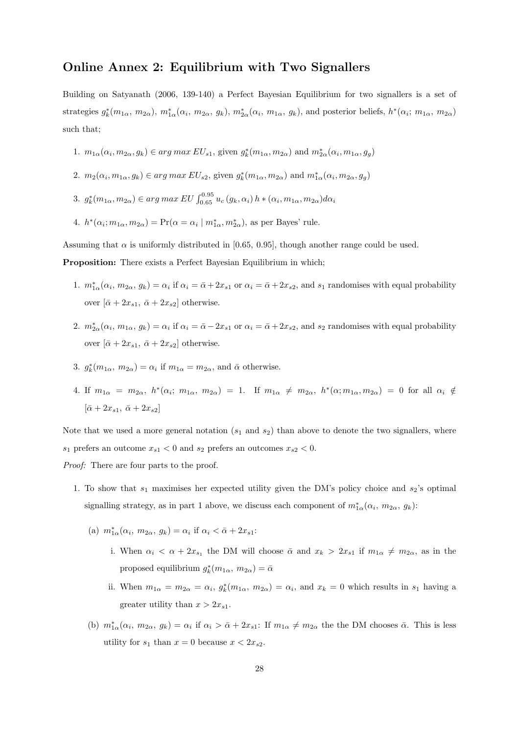## Online Annex 2: Equilibrium with Two Signallers

Building on Satyanath (2006, 139-140) a Perfect Bayesian Equilibrium for two signallers is a set of strategies $g^*_k(m_{1\alpha}, m_{2\alpha})$, $m^*_{1\alpha}(\alpha_i, m_{2\alpha}, g_k)$, $m^*_{2\alpha}(\alpha_i, m_{1\alpha}, g_k)$, and posterior beliefs, $h^*(\alpha_i; m_{1\alpha}, m_{2\alpha})$ such that;

1. $m_{1\alpha}(\alpha_i, m_{2\alpha}, g_k) \in arg\ max\ EU_{s1}$, given $g^*_k(m_{1\alpha}, m_{2\alpha})$ and $m^*_{2\alpha}(\alpha_i, m_{1\alpha}, g_g)$
2. $m_2(\alpha_i, m_{1\alpha}, g_k) \in arg\ max\ EU_{s2}$, given $g^*_k(m_{1\alpha}, m_{2\alpha})$ and $m^*_{1\alpha}(\alpha_i, m_{2\alpha}, g_g)$
3. $g^*_k(m_{1\alpha}, m_{2\alpha}) \in arg\ max\ EU \int_{0.65}^{0.95} u_c\,(g_k, \alpha_i)\, h * (\alpha_i, m_{1\alpha}, m_{2\alpha}) d\alpha_i$
4. $h^*(\alpha_i; m_{1\alpha}, m_{2\alpha}) = \Pr(\alpha = \alpha_i \mid m^*_{1\alpha}, m^*_{2\alpha})$, as per Bayes' rule.

Assuming that $\alpha$ is uniformly distributed in [0.65, 0.95], though another range could be used.

**Proposition:** There exists a Perfect Bayesian Equilibrium in which;

1. $m^*_{1\alpha}(\alpha_i, m_{2\alpha}, g_k) = \alpha_i$ if $\alpha_i = \bar{\alpha} + 2x_{s1}$ or $\alpha_i = \bar{\alpha} + 2x_{s2}$, and $s_1$ randomises with equal probability over $[\bar{\alpha} + 2x_{s1},\ \bar{\alpha} + 2x_{s2}]$ otherwise.
2. $m^*_{2\alpha}(\alpha_i, m_{1\alpha}, g_k) = \alpha_i$ if $\alpha_i = \bar{\alpha} - 2x_{s1}$ or $\alpha_i = \bar{\alpha} + 2x_{s2}$, and $s_2$ randomises with equal probability over $[\bar{\alpha} + 2x_{s1},\ \bar{\alpha} + 2x_{s2}]$ otherwise.
3. $g^*_k(m_{1\alpha}, m_{2\alpha}) = \alpha_i$ if $m_{1\alpha} = m_{2\alpha}$, and $\bar{\alpha}$ otherwise.
4. If $m_{1\alpha} = m_{2\alpha}$, $h^*(\alpha_i; m_{1\alpha}, m_{2\alpha}) = 1$. If $m_{1\alpha} \neq m_{2\alpha}$, $h^*(\alpha; m_{1\alpha}, m_{2\alpha}) = 0$ for all $\alpha_i \notin [\bar{\alpha} + 2x_{s1},\ \bar{\alpha} + 2x_{s2}]$

Note that we used a more general notation ($s_1$ and $s_2$) than above to denote the two signallers, where $s_1$ prefers an outcome $x_{s1} < 0$ and $s_2$ prefers an outcomes $x_{s2} < 0$.

*Proof:* There are four parts to the proof.

1. To show that $s_1$ maximises her expected utility given the DM's policy choice and $s_2$'s optimal signalling strategy, as in part 1 above, we discuss each component of $m^*_{1\alpha}(\alpha_i, m_{2\alpha}, g_k)$:
   - (a) $m^*_{1\alpha}(\alpha_i, m_{2\alpha}, g_k) = \alpha_i$ if $\alpha_i < \bar{\alpha} + 2x_{s1}$:
     - i. When $\alpha_i < \alpha + 2x_{s_1}$ the DM will choose $\bar{\alpha}$ and $x_k > 2x_{s1}$ if $m_{1\alpha} \neq m_{2\alpha}$, as in the proposed equilibrium $g^*_k(m_{1\alpha}, m_{2\alpha}) = \bar{\alpha}$
     - ii. When $m_{1\alpha} = m_{2\alpha} = \alpha_i$, $g^*_k(m_{1\alpha}, m_{2\alpha}) = \alpha_i$, and $x_k = 0$ which results in $s_1$ having a greater utility than $x > 2x_{s1}$.
   - (b) $m^*_{1\alpha}(\alpha_i, m_{2\alpha}, g_k) = \alpha_i$ if $\alpha_i > \bar{\alpha} + 2x_{s1}$: If $m_{1\alpha} \neq m_{2\alpha}$ the the DM chooses $\bar{\alpha}$. This is less utility for $s_1$ than $x = 0$ because $x < 2x_{s2}$.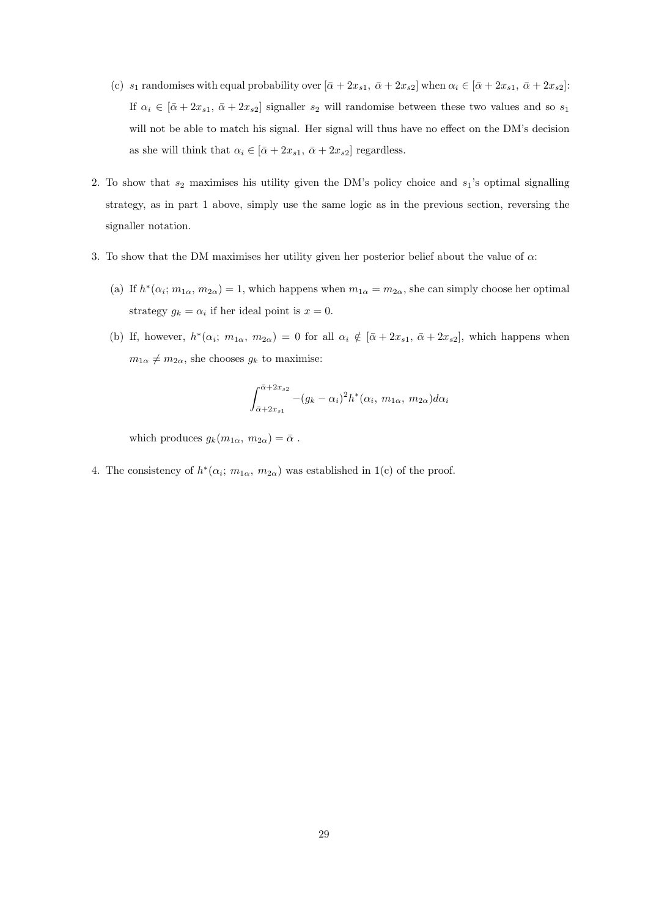(c) $s_1$ randomises with equal probability over $[\bar{\alpha} + 2x_{s1},\ \bar{\alpha} + 2x_{s2}]$ when $\alpha_i \in [\bar{\alpha} + 2x_{s1},\ \bar{\alpha} + 2x_{s2}]$: If $\alpha_i \in [\bar{\alpha} + 2x_{s1},\ \bar{\alpha} + 2x_{s2}]$ signaller $s_2$ will randomise between these two values and so $s_1$ will not be able to match his signal. Her signal will thus have no effect on the DM's decision as she will think that $\alpha_i \in [\bar{\alpha} + 2x_{s1},\ \bar{\alpha} + 2x_{s2}]$ regardless.

2. To show that $s_2$ maximises his utility given the DM's policy choice and $s_1$'s optimal signalling strategy, as in part 1 above, simply use the same logic as in the previous section, reversing the signaller notation.

3. To show that the DM maximises her utility given her posterior belief about the value of $\alpha$:

   (a) If $h^*(\alpha_i;\, m_{1\alpha},\, m_{2\alpha}) = 1$, which happens when $m_{1\alpha} = m_{2\alpha}$, she can simply choose her optimal strategy $g_k = \alpha_i$ if her ideal point is $x = 0$.

   (b) If, however, $h^*(\alpha_i;\, m_{1\alpha},\, m_{2\alpha}) = 0$ for all $\alpha_i \notin [\bar{\alpha} + 2x_{s1},\ \bar{\alpha} + 2x_{s2}]$, which happens when $m_{1\alpha} \neq m_{2\alpha}$, she chooses $g_k$ to maximise:

$$\int_{\bar{\alpha}+2x_{s1}}^{\bar{\alpha}+2x_{s2}} -(g_k - \alpha_i)^2 h^*(\alpha_i,\, m_{1\alpha},\, m_{2\alpha}) d\alpha_i$$

   which produces $g_k(m_{1\alpha},\, m_{2\alpha}) = \bar{\alpha}$ .

4. The consistency of $h^*(\alpha_i;\, m_{1\alpha},\, m_{2\alpha})$ was established in 1(c) of the proof.